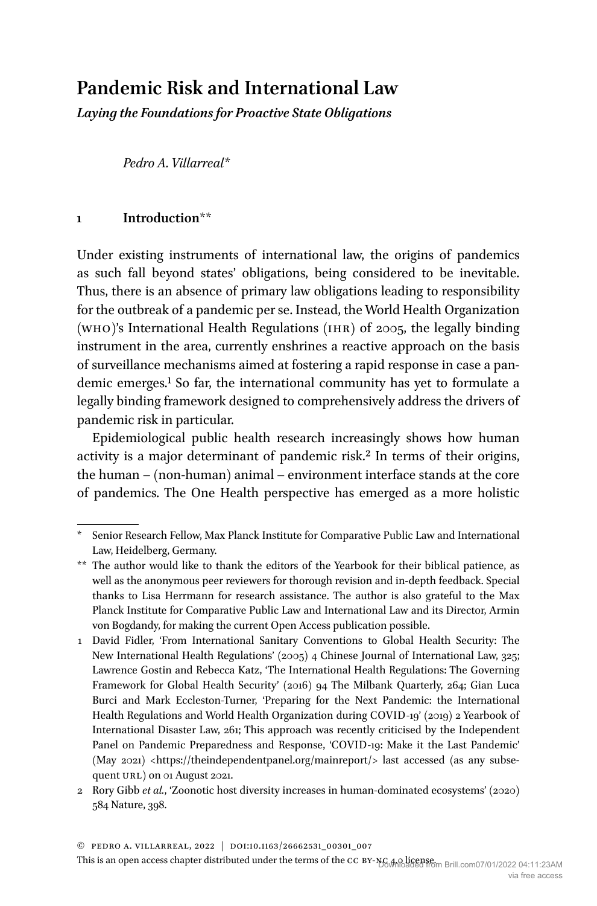# Pandemic Risk and International Law

***Laying the Foundations for Proactive State Obligations***

*Pedro A. Villarreal**

## 1 Introduction**

Under existing instruments of international law, the origins of pandemics as such fall beyond states' obligations, being considered to be inevitable. Thus, there is an absence of primary law obligations leading to responsibility for the outbreak of a pandemic per se. Instead, the World Health Organization (WHO)'s International Health Regulations (IHR) of 2005, the legally binding instrument in the area, currently enshrines a reactive approach on the basis of surveillance mechanisms aimed at fostering a rapid response in case a pandemic emerges.[1] So far, the international community has yet to formulate a legally binding framework designed to comprehensively address the drivers of pandemic risk in particular.

Epidemiological public health research increasingly shows how human activity is a major determinant of pandemic risk.[2] In terms of their origins, the human – (non-human) animal – environment interface stands at the core of pandemics. The One Health perspective has emerged as a more holistic

---

\* Senior Research Fellow, Max Planck Institute for Comparative Public Law and International Law, Heidelberg, Germany.

\*\* The author would like to thank the editors of the Yearbook for their biblical patience, as well as the anonymous peer reviewers for thorough revision and in-depth feedback. Special thanks to Lisa Herrmann for research assistance. The author is also grateful to the Max Planck Institute for Comparative Public Law and International Law and its Director, Armin von Bogdandy, for making the current Open Access publication possible.

1 David Fidler, 'From International Sanitary Conventions to Global Health Security: The New International Health Regulations' (2005) 4 Chinese Journal of International Law, 325; Lawrence Gostin and Rebecca Katz, 'The International Health Regulations: The Governing Framework for Global Health Security' (2016) 94 The Milbank Quarterly, 264; Gian Luca Burci and Mark Eccleston-Turner, 'Preparing for the Next Pandemic: the International Health Regulations and World Health Organization during COVID-19' (2019) 2 Yearbook of International Disaster Law, 261; This approach was recently criticised by the Independent Panel on Pandemic Preparedness and Response, 'COVID-19: Make it the Last Pandemic' (May 2021) <https://theindependentpanel.org/mainreport/> last accessed (as any subsequent URL) on 01 August 2021.

2 Rory Gibb *et al.*, 'Zoonotic host diversity increases in human-dominated ecosystems' (2020) 584 Nature, 398.

© Pedro A. Villarreal, 2022 | DOI:10.1163/26662531_00301_007

This is an open access chapter distributed under the terms of the CC BY-NC 4.0 license.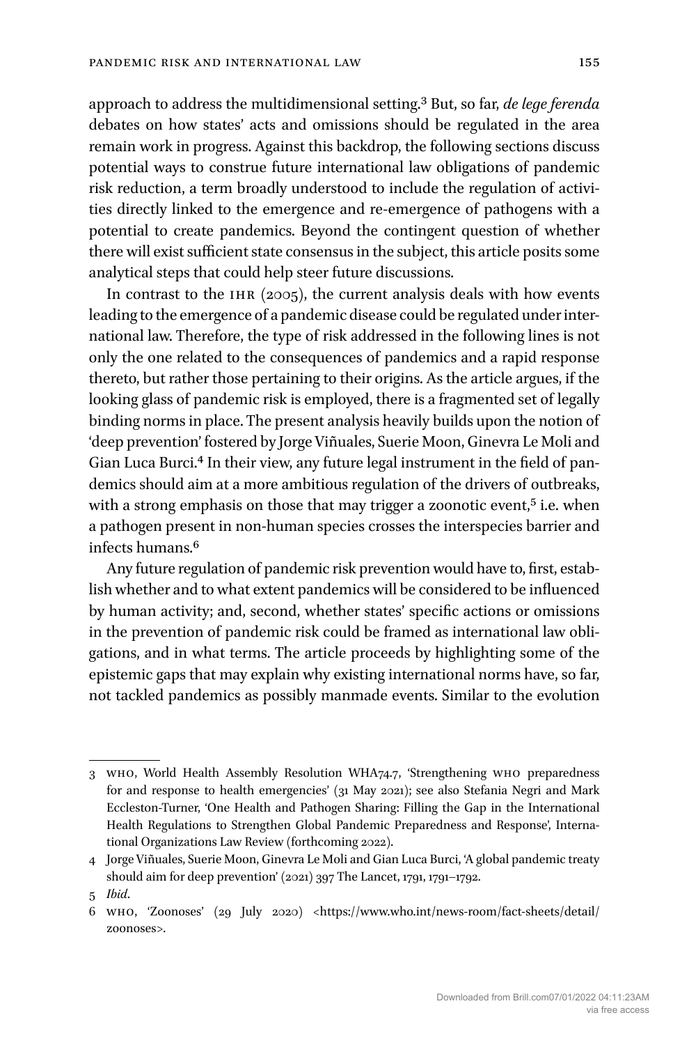approach to address the multidimensional setting.[3] But, so far, *de lege ferenda* debates on how states' acts and omissions should be regulated in the area remain work in progress. Against this backdrop, the following sections discuss potential ways to construe future international law obligations of pandemic risk reduction, a term broadly understood to include the regulation of activities directly linked to the emergence and re-emergence of pathogens with a potential to create pandemics. Beyond the contingent question of whether there will exist sufficient state consensus in the subject, this article posits some analytical steps that could help steer future discussions.

In contrast to the IHR (2005), the current analysis deals with how events leading to the emergence of a pandemic disease could be regulated under international law. Therefore, the type of risk addressed in the following lines is not only the one related to the consequences of pandemics and a rapid response thereto, but rather those pertaining to their origins. As the article argues, if the looking glass of pandemic risk is employed, there is a fragmented set of legally binding norms in place. The present analysis heavily builds upon the notion of 'deep prevention' fostered by Jorge Viñuales, Suerie Moon, Ginevra Le Moli and Gian Luca Burci.[4] In their view, any future legal instrument in the field of pandemics should aim at a more ambitious regulation of the drivers of outbreaks, with a strong emphasis on those that may trigger a zoonotic event,[5] i.e. when a pathogen present in non-human species crosses the interspecies barrier and infects humans.[6]

Any future regulation of pandemic risk prevention would have to, first, establish whether and to what extent pandemics will be considered to be influenced by human activity; and, second, whether states' specific actions or omissions in the prevention of pandemic risk could be framed as international law obligations, and in what terms. The article proceeds by highlighting some of the epistemic gaps that may explain why existing international norms have, so far, not tackled pandemics as possibly manmade events. Similar to the evolution

---

3 WHO, World Health Assembly Resolution WHA74.7, 'Strengthening WHO preparedness for and response to health emergencies' (31 May 2021); see also Stefania Negri and Mark Eccleston-Turner, 'One Health and Pathogen Sharing: Filling the Gap in the International Health Regulations to Strengthen Global Pandemic Preparedness and Response', International Organizations Law Review (forthcoming 2022).

4 Jorge Viñuales, Suerie Moon, Ginevra Le Moli and Gian Luca Burci, 'A global pandemic treaty should aim for deep prevention' (2021) 397 The Lancet, 1791, 1791–1792.

5 *Ibid*.

6 WHO, 'Zoonoses' (29 July 2020) <https://www.who.int/news-room/fact-sheets/detail/zoonoses>.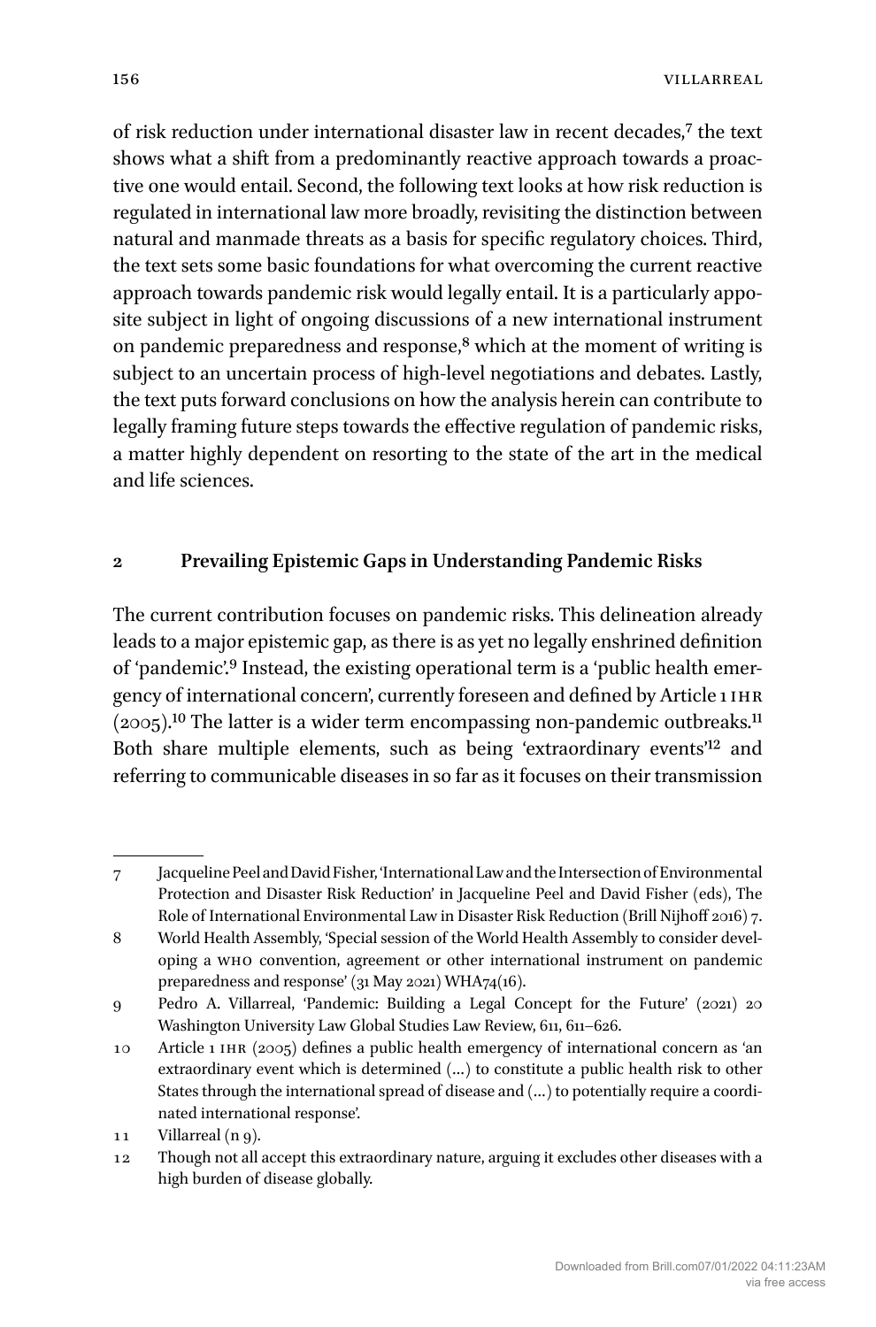of risk reduction under international disaster law in recent decades,[7] the text shows what a shift from a predominantly reactive approach towards a proactive one would entail. Second, the following text looks at how risk reduction is regulated in international law more broadly, revisiting the distinction between natural and manmade threats as a basis for specific regulatory choices. Third, the text sets some basic foundations for what overcoming the current reactive approach towards pandemic risk would legally entail. It is a particularly apposite subject in light of ongoing discussions of a new international instrument on pandemic preparedness and response,[8] which at the moment of writing is subject to an uncertain process of high-level negotiations and debates. Lastly, the text puts forward conclusions on how the analysis herein can contribute to legally framing future steps towards the effective regulation of pandemic risks, a matter highly dependent on resorting to the state of the art in the medical and life sciences.

## 2 Prevailing Epistemic Gaps in Understanding Pandemic Risks

The current contribution focuses on pandemic risks. This delineation already leads to a major epistemic gap, as there is as yet no legally enshrined definition of 'pandemic'.[9] Instead, the existing operational term is a 'public health emergency of international concern', currently foreseen and defined by Article 1 IHR (2005).[10] The latter is a wider term encompassing non-pandemic outbreaks.[11] Both share multiple elements, such as being 'extraordinary events'[12] and referring to communicable diseases in so far as it focuses on their transmission

---

7 Jacqueline Peel and David Fisher, 'International Law and the Intersection of Environmental Protection and Disaster Risk Reduction' in Jacqueline Peel and David Fisher (eds), The Role of International Environmental Law in Disaster Risk Reduction (Brill Nijhoff 2016) 7.

8 World Health Assembly, 'Special session of the World Health Assembly to consider developing a WHO convention, agreement or other international instrument on pandemic preparedness and response' (31 May 2021) WHA74(16).

9 Pedro A. Villarreal, 'Pandemic: Building a Legal Concept for the Future' (2021) 20 Washington University Law Global Studies Law Review, 611, 611–626.

10 Article 1 IHR (2005) defines a public health emergency of international concern as 'an extraordinary event which is determined (…) to constitute a public health risk to other States through the international spread of disease and (…) to potentially require a coordinated international response'.

11 Villarreal (n 9).

12 Though not all accept this extraordinary nature, arguing it excludes other diseases with a high burden of disease globally.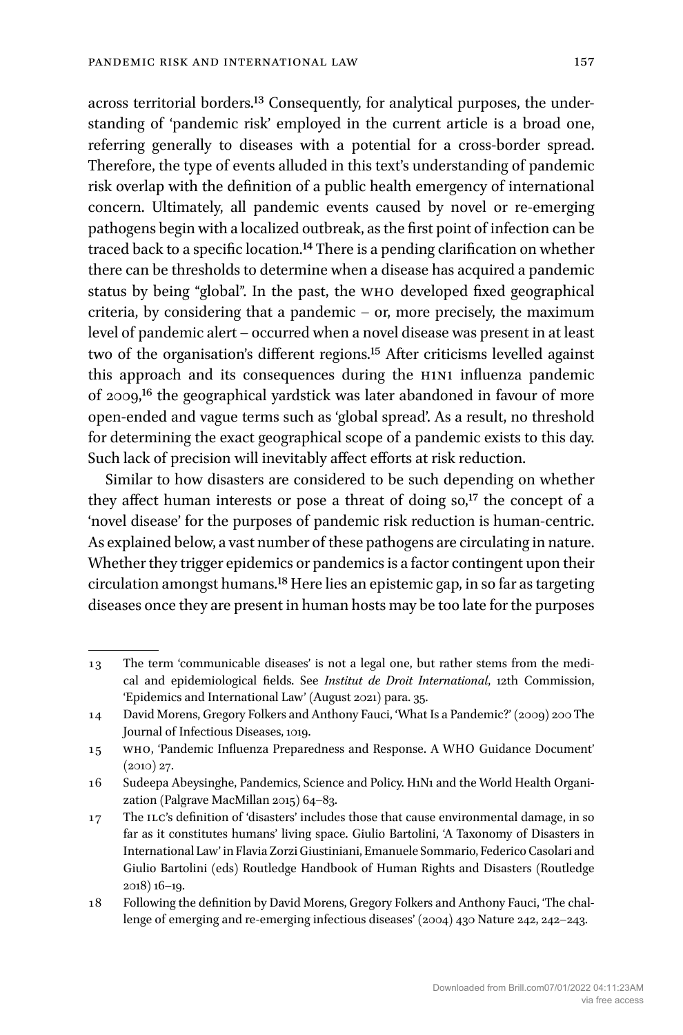across territorial borders.[13] Consequently, for analytical purposes, the understanding of 'pandemic risk' employed in the current article is a broad one, referring generally to diseases with a potential for a cross-border spread. Therefore, the type of events alluded in this text's understanding of pandemic risk overlap with the definition of a public health emergency of international concern. Ultimately, all pandemic events caused by novel or re-emerging pathogens begin with a localized outbreak, as the first point of infection can be traced back to a specific location.[14] There is a pending clarification on whether there can be thresholds to determine when a disease has acquired a pandemic status by being "global". In the past, the WHO developed fixed geographical criteria, by considering that a pandemic – or, more precisely, the maximum level of pandemic alert – occurred when a novel disease was present in at least two of the organisation's different regions.[15] After criticisms levelled against this approach and its consequences during the H1N1 influenza pandemic of 2009,[16] the geographical yardstick was later abandoned in favour of more open-ended and vague terms such as 'global spread'. As a result, no threshold for determining the exact geographical scope of a pandemic exists to this day. Such lack of precision will inevitably affect efforts at risk reduction.

Similar to how disasters are considered to be such depending on whether they affect human interests or pose a threat of doing so,[17] the concept of a 'novel disease' for the purposes of pandemic risk reduction is human-centric. As explained below, a vast number of these pathogens are circulating in nature. Whether they trigger epidemics or pandemics is a factor contingent upon their circulation amongst humans.[18] Here lies an epistemic gap, in so far as targeting diseases once they are present in human hosts may be too late for the purposes

---

13 The term 'communicable diseases' is not a legal one, but rather stems from the medical and epidemiological fields. See *Institut de Droit International*, 12th Commission, 'Epidemics and International Law' (August 2021) para. 35.

14 David Morens, Gregory Folkers and Anthony Fauci, 'What Is a Pandemic?' (2009) 200 The Journal of Infectious Diseases, 1019.

15 WHO, 'Pandemic Influenza Preparedness and Response. A WHO Guidance Document' (2010) 27.

16 Sudeepa Abeysinghe, Pandemics, Science and Policy. H1N1 and the World Health Organization (Palgrave MacMillan 2015) 64–83.

17 The ILC's definition of 'disasters' includes those that cause environmental damage, in so far as it constitutes humans' living space. Giulio Bartolini, 'A Taxonomy of Disasters in International Law' in Flavia Zorzi Giustiniani, Emanuele Sommario, Federico Casolari and Giulio Bartolini (eds) Routledge Handbook of Human Rights and Disasters (Routledge 2018) 16–19.

18 Following the definition by David Morens, Gregory Folkers and Anthony Fauci, 'The challenge of emerging and re-emerging infectious diseases' (2004) 430 Nature 242, 242–243.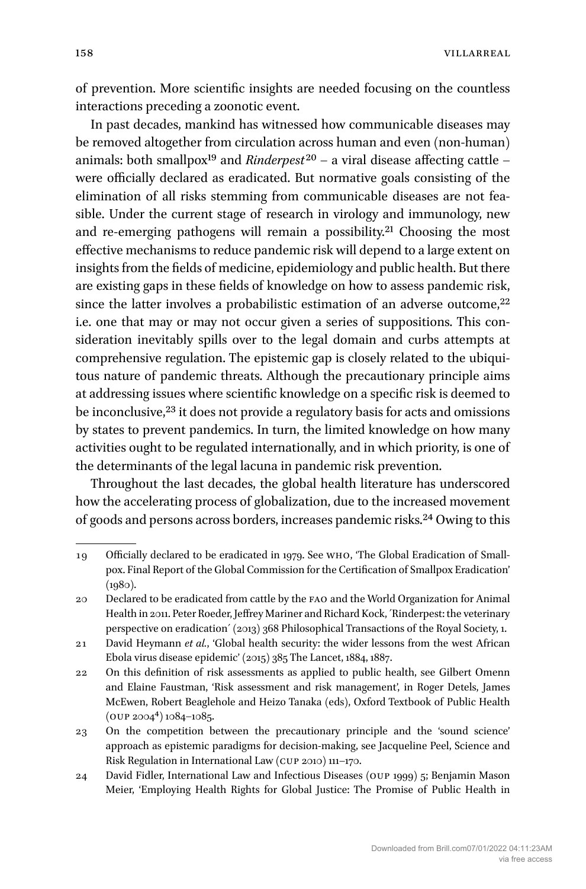of prevention. More scientific insights are needed focusing on the countless interactions preceding a zoonotic event.

In past decades, mankind has witnessed how communicable diseases may be removed altogether from circulation across human and even (non-human) animals: both smallpox[19] and *Rinderpest*[20] – a viral disease affecting cattle – were officially declared as eradicated. But normative goals consisting of the elimination of all risks stemming from communicable diseases are not feasible. Under the current stage of research in virology and immunology, new and re-emerging pathogens will remain a possibility.[21] Choosing the most effective mechanisms to reduce pandemic risk will depend to a large extent on insights from the fields of medicine, epidemiology and public health. But there are existing gaps in these fields of knowledge on how to assess pandemic risk, since the latter involves a probabilistic estimation of an adverse outcome,[22] i.e. one that may or may not occur given a series of suppositions. This consideration inevitably spills over to the legal domain and curbs attempts at comprehensive regulation. The epistemic gap is closely related to the ubiquitous nature of pandemic threats. Although the precautionary principle aims at addressing issues where scientific knowledge on a specific risk is deemed to be inconclusive,[23] it does not provide a regulatory basis for acts and omissions by states to prevent pandemics. In turn, the limited knowledge on how many activities ought to be regulated internationally, and in which priority, is one of the determinants of the legal lacuna in pandemic risk prevention.

Throughout the last decades, the global health literature has underscored how the accelerating process of globalization, due to the increased movement of goods and persons across borders, increases pandemic risks.[24] Owing to this

---

19 Officially declared to be eradicated in 1979. See WHO, 'The Global Eradication of Smallpox. Final Report of the Global Commission for the Certification of Smallpox Eradication' (1980).

20 Declared to be eradicated from cattle by the FAO and the World Organization for Animal Health in 2011. Peter Roeder, Jeffrey Mariner and Richard Kock, ´Rinderpest: the veterinary perspective on eradication´ (2013) 368 Philosophical Transactions of the Royal Society, 1.

21 David Heymann *et al.*, 'Global health security: the wider lessons from the west African Ebola virus disease epidemic' (2015) 385 The Lancet, 1884, 1887.

22 On this definition of risk assessments as applied to public health, see Gilbert Omenn and Elaine Faustman, 'Risk assessment and risk management', in Roger Detels, James McEwen, Robert Beaglehole and Heizo Tanaka (eds), Oxford Textbook of Public Health (OUP 2004[4]) 1084–1085.

23 On the competition between the precautionary principle and the 'sound science' approach as epistemic paradigms for decision-making, see Jacqueline Peel, Science and Risk Regulation in International Law (CUP 2010) 111–170.

24 David Fidler, International Law and Infectious Diseases (OUP 1999) 5; Benjamin Mason Meier, 'Employing Health Rights for Global Justice: The Promise of Public Health in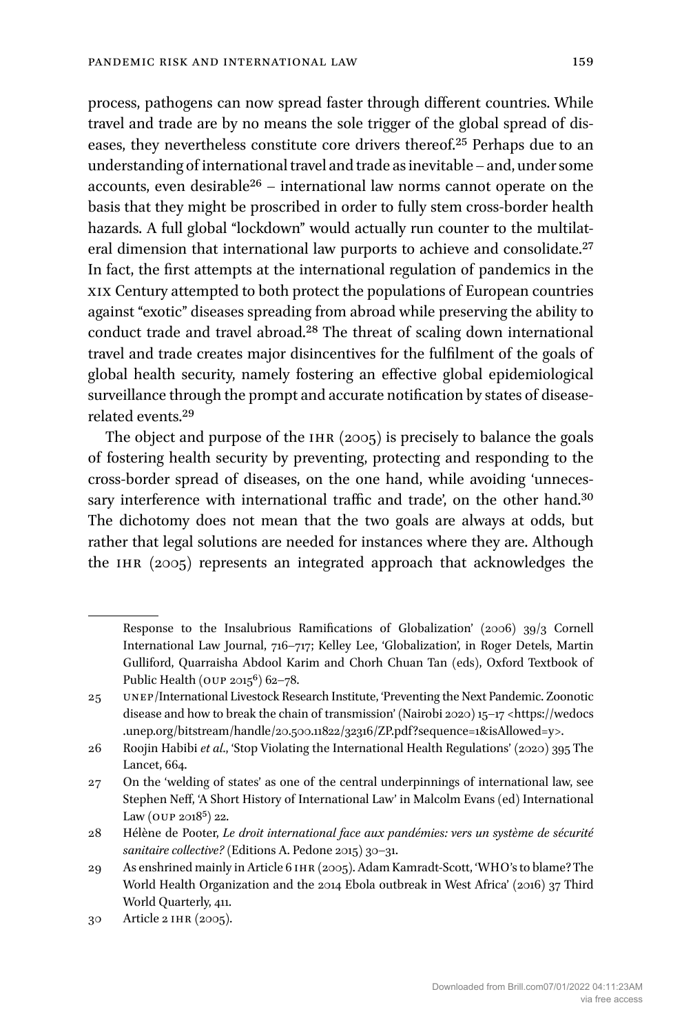process, pathogens can now spread faster through different countries. While travel and trade are by no means the sole trigger of the global spread of diseases, they nevertheless constitute core drivers thereof.[25] Perhaps due to an understanding of international travel and trade as inevitable – and, under some accounts, even desirable[26] – international law norms cannot operate on the basis that they might be proscribed in order to fully stem cross-border health hazards. A full global "lockdown" would actually run counter to the multilateral dimension that international law purports to achieve and consolidate.[27] In fact, the first attempts at the international regulation of pandemics in the XIX Century attempted to both protect the populations of European countries against "exotic" diseases spreading from abroad while preserving the ability to conduct trade and travel abroad.[28] The threat of scaling down international travel and trade creates major disincentives for the fulfilment of the goals of global health security, namely fostering an effective global epidemiological surveillance through the prompt and accurate notification by states of disease-related events.[29]

The object and purpose of the IHR (2005) is precisely to balance the goals of fostering health security by preventing, protecting and responding to the cross-border spread of diseases, on the one hand, while avoiding 'unnecessary interference with international traffic and trade', on the other hand.[30] The dichotomy does not mean that the two goals are always at odds, but rather that legal solutions are needed for instances where they are. Although the IHR (2005) represents an integrated approach that acknowledges the

---

Response to the Insalubrious Ramifications of Globalization' (2006) 39/3 Cornell International Law Journal, 716–717; Kelley Lee, 'Globalization', in Roger Detels, Martin Gulliford, Quarraisha Abdool Karim and Chorh Chuan Tan (eds), Oxford Textbook of Public Health (OUP 2015[6]) 62–78.

25 UNEP/International Livestock Research Institute, 'Preventing the Next Pandemic. Zoonotic disease and how to break the chain of transmission' (Nairobi 2020) 15–17 <https://wedocs.unep.org/bitstream/handle/20.500.11822/32316/ZP.pdf?sequence=1&isAllowed=y>.

26 Roojin Habibi *et al*., 'Stop Violating the International Health Regulations' (2020) 395 The Lancet, 664.

27 On the 'welding of states' as one of the central underpinnings of international law, see Stephen Neff, 'A Short History of International Law' in Malcolm Evans (ed) International Law (OUP 2018[5]) 22.

28 Hélène de Pooter, *Le droit international face aux pandémies: vers un système de sécurité sanitaire collective?* (Editions A. Pedone 2015) 30–31.

29 As enshrined mainly in Article 6 IHR (2005). Adam Kamradt-Scott, 'WHO's to blame? The World Health Organization and the 2014 Ebola outbreak in West Africa' (2016) 37 Third World Quarterly, 411.

30 Article 2 IHR (2005).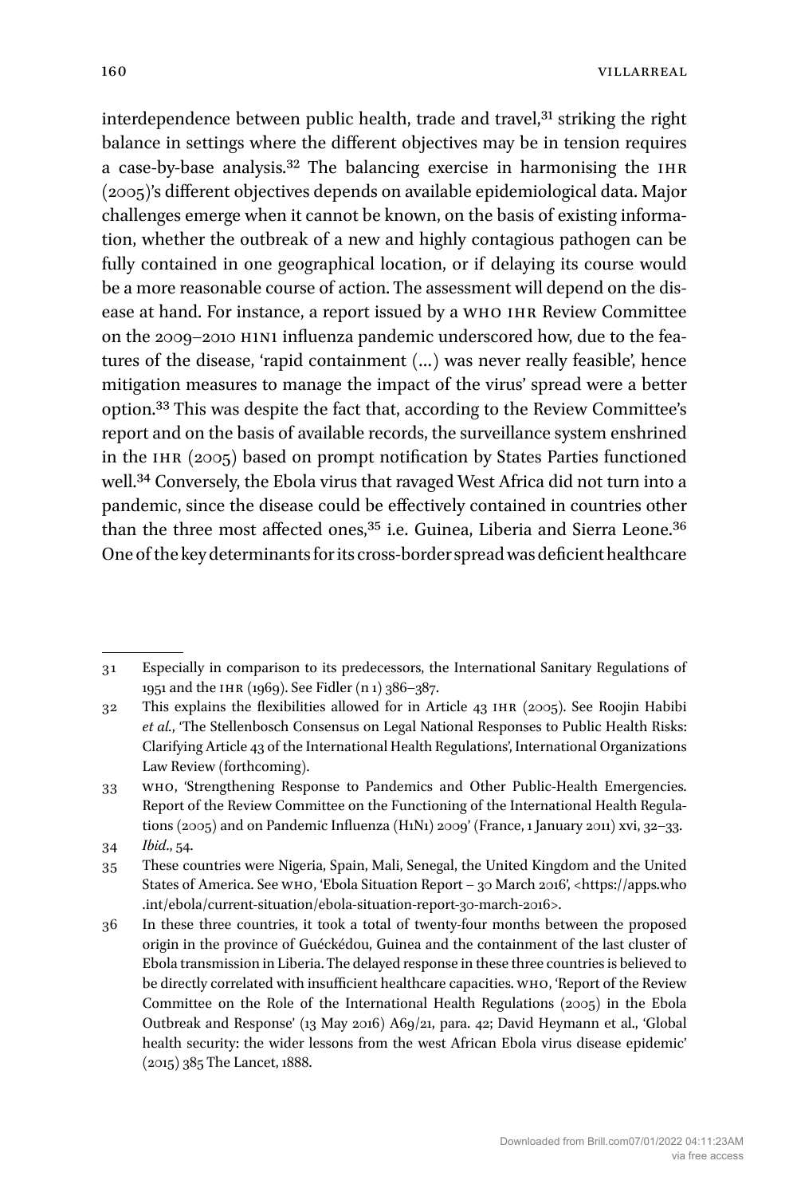interdependence between public health, trade and travel,[31] striking the right balance in settings where the different objectives may be in tension requires a case-by-base analysis.[32] The balancing exercise in harmonising the IHR (2005)'s different objectives depends on available epidemiological data. Major challenges emerge when it cannot be known, on the basis of existing information, whether the outbreak of a new and highly contagious pathogen can be fully contained in one geographical location, or if delaying its course would be a more reasonable course of action. The assessment will depend on the disease at hand. For instance, a report issued by a WHO IHR Review Committee on the 2009–2010 H1N1 influenza pandemic underscored how, due to the features of the disease, 'rapid containment (…) was never really feasible', hence mitigation measures to manage the impact of the virus' spread were a better option.[33] This was despite the fact that, according to the Review Committee's report and on the basis of available records, the surveillance system enshrined in the IHR (2005) based on prompt notification by States Parties functioned well.[34] Conversely, the Ebola virus that ravaged West Africa did not turn into a pandemic, since the disease could be effectively contained in countries other than the three most affected ones,[35] i.e. Guinea, Liberia and Sierra Leone.[36] One of the key determinants for its cross-border spread was deficient healthcare

---

31 Especially in comparison to its predecessors, the International Sanitary Regulations of 1951 and the IHR (1969). See Fidler (n 1) 386–387.

32 This explains the flexibilities allowed for in Article 43 IHR (2005). See Roojin Habibi *et al.*, 'The Stellenbosch Consensus on Legal National Responses to Public Health Risks: Clarifying Article 43 of the International Health Regulations', International Organizations Law Review (forthcoming).

33 WHO, 'Strengthening Response to Pandemics and Other Public-Health Emergencies. Report of the Review Committee on the Functioning of the International Health Regulations (2005) and on Pandemic Influenza (H1N1) 2009' (France, 1 January 2011) xvi, 32–33.

34 *Ibid.*, 54.

35 These countries were Nigeria, Spain, Mali, Senegal, the United Kingdom and the United States of America. See WHO, 'Ebola Situation Report – 30 March 2016', <https://apps.who.int/ebola/current-situation/ebola-situation-report-30-march-2016>.

36 In these three countries, it took a total of twenty-four months between the proposed origin in the province of Guéckédou, Guinea and the containment of the last cluster of Ebola transmission in Liberia. The delayed response in these three countries is believed to be directly correlated with insufficient healthcare capacities. WHO, 'Report of the Review Committee on the Role of the International Health Regulations (2005) in the Ebola Outbreak and Response' (13 May 2016) A69/21, para. 42; David Heymann et al., 'Global health security: the wider lessons from the west African Ebola virus disease epidemic' (2015) 385 The Lancet, 1888.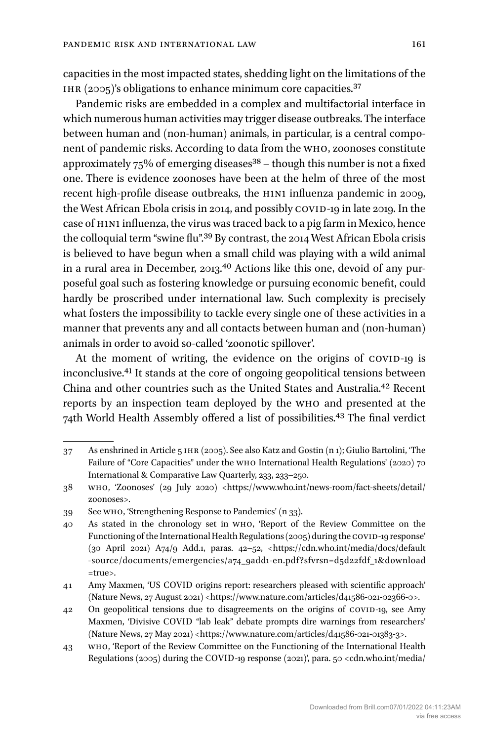capacities in the most impacted states, shedding light on the limitations of the IHR (2005)'s obligations to enhance minimum core capacities.[37]

Pandemic risks are embedded in a complex and multifactorial interface in which numerous human activities may trigger disease outbreaks. The interface between human and (non-human) animals, in particular, is a central component of pandemic risks. According to data from the WHO, zoonoses constitute approximately 75% of emerging diseases[38] – though this number is not a fixed one. There is evidence zoonoses have been at the helm of three of the most recent high-profile disease outbreaks, the H1N1 influenza pandemic in 2009, the West African Ebola crisis in 2014, and possibly COVID-19 in late 2019. In the case of H1N1 influenza, the virus was traced back to a pig farm in Mexico, hence the colloquial term "swine flu".[39] By contrast, the 2014 West African Ebola crisis is believed to have begun when a small child was playing with a wild animal in a rural area in December, 2013.[40] Actions like this one, devoid of any purposeful goal such as fostering knowledge or pursuing economic benefit, could hardly be proscribed under international law. Such complexity is precisely what fosters the impossibility to tackle every single one of these activities in a manner that prevents any and all contacts between human and (non-human) animals in order to avoid so-called 'zoonotic spillover'.

At the moment of writing, the evidence on the origins of COVID-19 is inconclusive.[41] It stands at the core of ongoing geopolitical tensions between China and other countries such as the United States and Australia.[42] Recent reports by an inspection team deployed by the WHO and presented at the 74th World Health Assembly offered a list of possibilities.[43] The final verdict

---

37 As enshrined in Article 5 IHR (2005). See also Katz and Gostin (n 1); Giulio Bartolini, 'The Failure of "Core Capacities" under the WHO International Health Regulations' (2020) 70 International & Comparative Law Quarterly, 233, 233–250.

38 WHO, 'Zoonoses' (29 July 2020) <https://www.who.int/news-room/fact-sheets/detail/zoonoses>.

39 See WHO, 'Strengthening Response to Pandemics' (n 33).

40 As stated in the chronology set in WHO, 'Report of the Review Committee on the Functioning of the International Health Regulations (2005) during the COVID-19 response' (30 April 2021) A74/9 Add.1, paras. 42–52, <https://cdn.who.int/media/docs/default-source/documents/emergencies/a74_9add1-en.pdf?sfvrsn=d5d22fdf_1&download=true>.

41 Amy Maxmen, 'US COVID origins report: researchers pleased with scientific approach' (Nature News, 27 August 2021) <https://www.nature.com/articles/d41586-021-02366-0>.

42 On geopolitical tensions due to disagreements on the origins of COVID-19, see Amy Maxmen, 'Divisive COVID "lab leak" debate prompts dire warnings from researchers' (Nature News, 27 May 2021) <https://www.nature.com/articles/d41586-021-01383-3>.

43 WHO, 'Report of the Review Committee on the Functioning of the International Health Regulations (2005) during the COVID-19 response (2021)', para. 50 <cdn.who.int/media/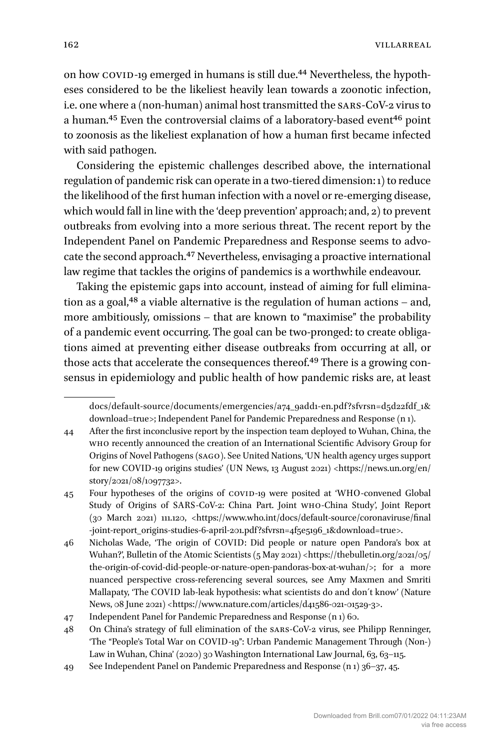on how COVID-19 emerged in humans is still due.[44] Nevertheless, the hypotheses considered to be the likeliest heavily lean towards a zoonotic infection, i.e. one where a (non-human) animal host transmitted the SARS-CoV-2 virus to a human.[45] Even the controversial claims of a laboratory-based event[46] point to zoonosis as the likeliest explanation of how a human first became infected with said pathogen.

Considering the epistemic challenges described above, the international regulation of pandemic risk can operate in a two-tiered dimension: 1) to reduce the likelihood of the first human infection with a novel or re-emerging disease, which would fall in line with the 'deep prevention' approach; and, 2) to prevent outbreaks from evolving into a more serious threat. The recent report by the Independent Panel on Pandemic Preparedness and Response seems to advocate the second approach.[47] Nevertheless, envisaging a proactive international law regime that tackles the origins of pandemics is a worthwhile endeavour.

Taking the epistemic gaps into account, instead of aiming for full elimination as a goal,[48] a viable alternative is the regulation of human actions – and, more ambitiously, omissions – that are known to "maximise" the probability of a pandemic event occurring. The goal can be two-pronged: to create obligations aimed at preventing either disease outbreaks from occurring at all, or those acts that accelerate the consequences thereof.[49] There is a growing consensus in epidemiology and public health of how pandemic risks are, at least

---

docs/default-source/documents/emergencies/a74_9add1-en.pdf?sfvrsn=d5d22fdf_1&download=true>; Independent Panel for Pandemic Preparedness and Response (n 1).

44 After the first inconclusive report by the inspection team deployed to Wuhan, China, the WHO recently announced the creation of an International Scientific Advisory Group for Origins of Novel Pathogens (SAGO). See United Nations, 'UN health agency urges support for new COVID-19 origins studies' (UN News, 13 August 2021) <https://news.un.org/en/story/2021/08/1097732>.

45 Four hypotheses of the origins of COVID-19 were posited at 'WHO-convened Global Study of Origins of SARS-CoV-2: China Part. Joint WHO-China Study', Joint Report (30 March 2021) 111.120, <https://www.who.int/docs/default-source/coronaviruse/final-joint-report_origins-studies-6-april-201.pdf?sfvrsn=4f5e5196_1&download=true>.

46 Nicholas Wade, 'The origin of COVID: Did people or nature open Pandora's box at Wuhan?', Bulletin of the Atomic Scientists (5 May 2021) <https://thebulletin.org/2021/05/the-origin-of-covid-did-people-or-nature-open-pandoras-box-at-wuhan/>; for a more nuanced perspective cross-referencing several sources, see Amy Maxmen and Smriti Mallapaty, 'The COVID lab-leak hypothesis: what scientists do and don´t know' (Nature News, 08 June 2021) <https://www.nature.com/articles/d41586-021-01529-3>.

47 Independent Panel for Pandemic Preparedness and Response (n 1) 60.

48 On China's strategy of full elimination of the SARS-CoV-2 virus, see Philipp Renninger, 'The "People's Total War on COVID-19": Urban Pandemic Management Through (Non-)Law in Wuhan, China' (2020) 30 Washington International Law Journal, 63, 63–115.

49 See Independent Panel on Pandemic Preparedness and Response (n 1) 36–37, 45.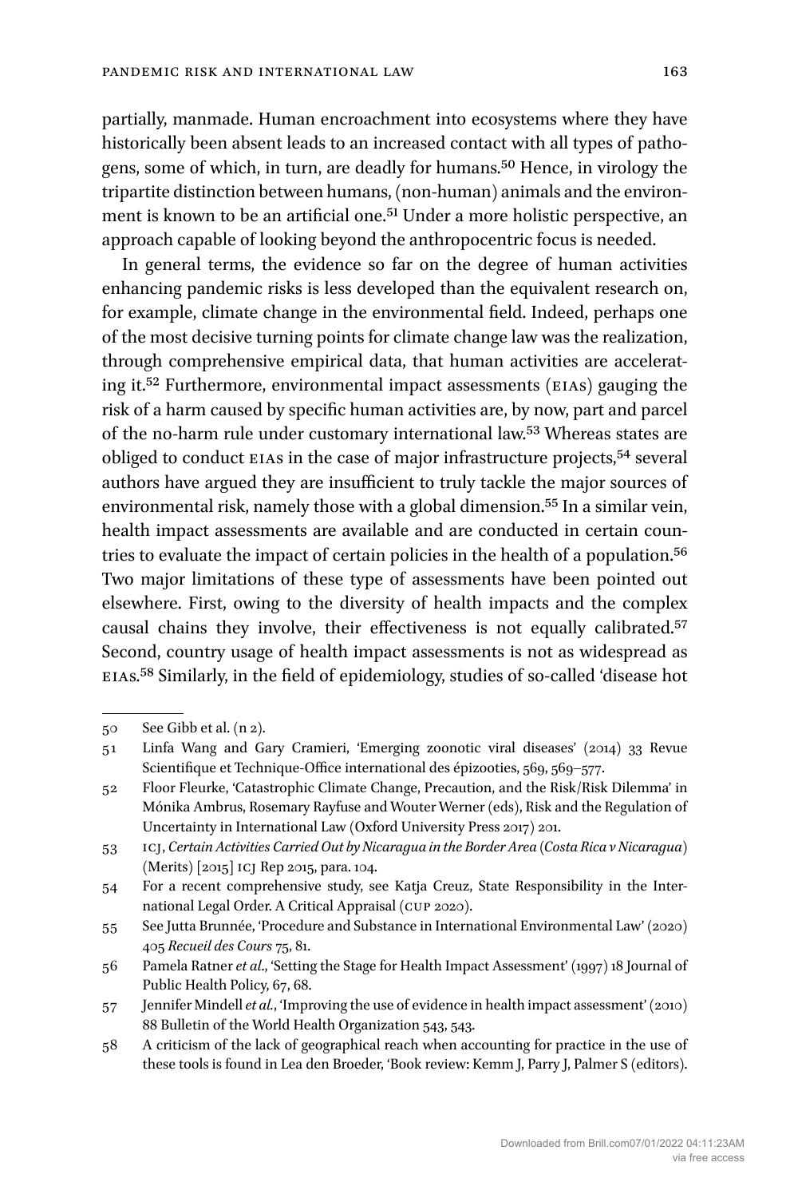partially, manmade. Human encroachment into ecosystems where they have historically been absent leads to an increased contact with all types of pathogens, some of which, in turn, are deadly for humans.[50] Hence, in virology the tripartite distinction between humans, (non-human) animals and the environment is known to be an artificial one.[51] Under a more holistic perspective, an approach capable of looking beyond the anthropocentric focus is needed.

In general terms, the evidence so far on the degree of human activities enhancing pandemic risks is less developed than the equivalent research on, for example, climate change in the environmental field. Indeed, perhaps one of the most decisive turning points for climate change law was the realization, through comprehensive empirical data, that human activities are accelerating it.[52] Furthermore, environmental impact assessments (EIAs) gauging the risk of a harm caused by specific human activities are, by now, part and parcel of the no-harm rule under customary international law.[53] Whereas states are obliged to conduct EIAs in the case of major infrastructure projects,[54] several authors have argued they are insufficient to truly tackle the major sources of environmental risk, namely those with a global dimension.[55] In a similar vein, health impact assessments are available and are conducted in certain countries to evaluate the impact of certain policies in the health of a population.[56] Two major limitations of these type of assessments have been pointed out elsewhere. First, owing to the diversity of health impacts and the complex causal chains they involve, their effectiveness is not equally calibrated.[57] Second, country usage of health impact assessments is not as widespread as EIAs.[58] Similarly, in the field of epidemiology, studies of so-called 'disease hot

---

50 See Gibb et al. (n 2).

51 Linfa Wang and Gary Cramieri, 'Emerging zoonotic viral diseases' (2014) 33 Revue Scientifique et Technique-Office international des épizooties, 569, 569–577.

52 Floor Fleurke, 'Catastrophic Climate Change, Precaution, and the Risk/Risk Dilemma' in Mónika Ambrus, Rosemary Rayfuse and Wouter Werner (eds), Risk and the Regulation of Uncertainty in International Law (Oxford University Press 2017) 201.

53 ICJ, *Certain Activities Carried Out by Nicaragua in the Border Area* (*Costa Rica v Nicaragua*) (Merits) [2015] ICJ Rep 2015, para. 104.

54 For a recent comprehensive study, see Katja Creuz, State Responsibility in the International Legal Order. A Critical Appraisal (CUP 2020).

55 See Jutta Brunnée, 'Procedure and Substance in International Environmental Law' (2020) 405 *Recueil des Cours* 75, 81.

56 Pamela Ratner *et al.*, 'Setting the Stage for Health Impact Assessment' (1997) 18 Journal of Public Health Policy, 67, 68.

57 Jennifer Mindell *et al.*, 'Improving the use of evidence in health impact assessment' (2010) 88 Bulletin of the World Health Organization 543, 543.

58 A criticism of the lack of geographical reach when accounting for practice in the use of these tools is found in Lea den Broeder, 'Book review: Kemm J, Parry J, Palmer S (editors).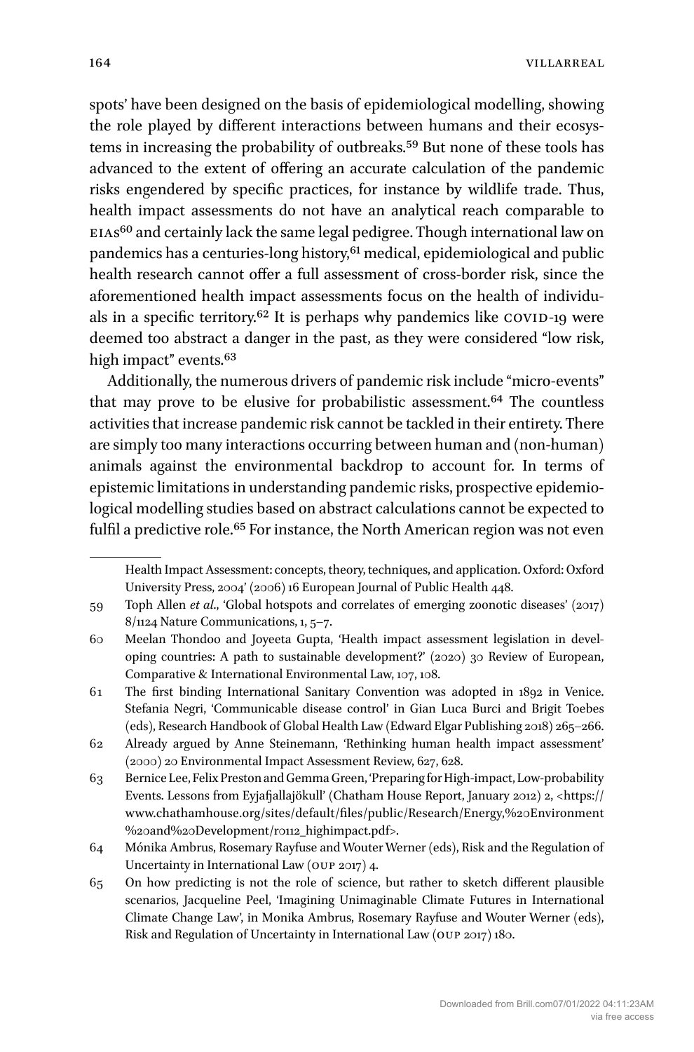spots' have been designed on the basis of epidemiological modelling, showing the role played by different interactions between humans and their ecosystems in increasing the probability of outbreaks.[59] But none of these tools has advanced to the extent of offering an accurate calculation of the pandemic risks engendered by specific practices, for instance by wildlife trade. Thus, health impact assessments do not have an analytical reach comparable to EIAs[60] and certainly lack the same legal pedigree. Though international law on pandemics has a centuries-long history,[61] medical, epidemiological and public health research cannot offer a full assessment of cross-border risk, since the aforementioned health impact assessments focus on the health of individuals in a specific territory.[62] It is perhaps why pandemics like COVID-19 were deemed too abstract a danger in the past, as they were considered "low risk, high impact" events.[63]

Additionally, the numerous drivers of pandemic risk include "micro-events" that may prove to be elusive for probabilistic assessment.[64] The countless activities that increase pandemic risk cannot be tackled in their entirety. There are simply too many interactions occurring between human and (non-human) animals against the environmental backdrop to account for. In terms of epistemic limitations in understanding pandemic risks, prospective epidemiological modelling studies based on abstract calculations cannot be expected to fulfil a predictive role.[65] For instance, the North American region was not even

---

Health Impact Assessment: concepts, theory, techniques, and application. Oxford: Oxford University Press, 2004' (2006) 16 European Journal of Public Health 448.

59 Toph Allen *et al.*, 'Global hotspots and correlates of emerging zoonotic diseases' (2017) 8/1124 Nature Communications, 1, 5–7.

60 Meelan Thondoo and Joyeeta Gupta, 'Health impact assessment legislation in developing countries: A path to sustainable development?' (2020) 30 Review of European, Comparative & International Environmental Law, 107, 108.

61 The first binding International Sanitary Convention was adopted in 1892 in Venice. Stefania Negri, 'Communicable disease control' in Gian Luca Burci and Brigit Toebes (eds), Research Handbook of Global Health Law (Edward Elgar Publishing 2018) 265–266.

62 Already argued by Anne Steinemann, 'Rethinking human health impact assessment' (2000) 20 Environmental Impact Assessment Review, 627, 628.

63 Bernice Lee, Felix Preston and Gemma Green, 'Preparing for High-impact, Low-probability Events. Lessons from Eyjafjallajökull' (Chatham House Report, January 2012) 2, <https://www.chathamhouse.org/sites/default/files/public/Research/Energy,%20Environment%20and%20Development/r0112_highimpact.pdf>.

64 Mónika Ambrus, Rosemary Rayfuse and Wouter Werner (eds), Risk and the Regulation of Uncertainty in International Law (OUP 2017) 4.

65 On how predicting is not the role of science, but rather to sketch different plausible scenarios, Jacqueline Peel, 'Imagining Unimaginable Climate Futures in International Climate Change Law', in Monika Ambrus, Rosemary Rayfuse and Wouter Werner (eds), Risk and Regulation of Uncertainty in International Law (OUP 2017) 180.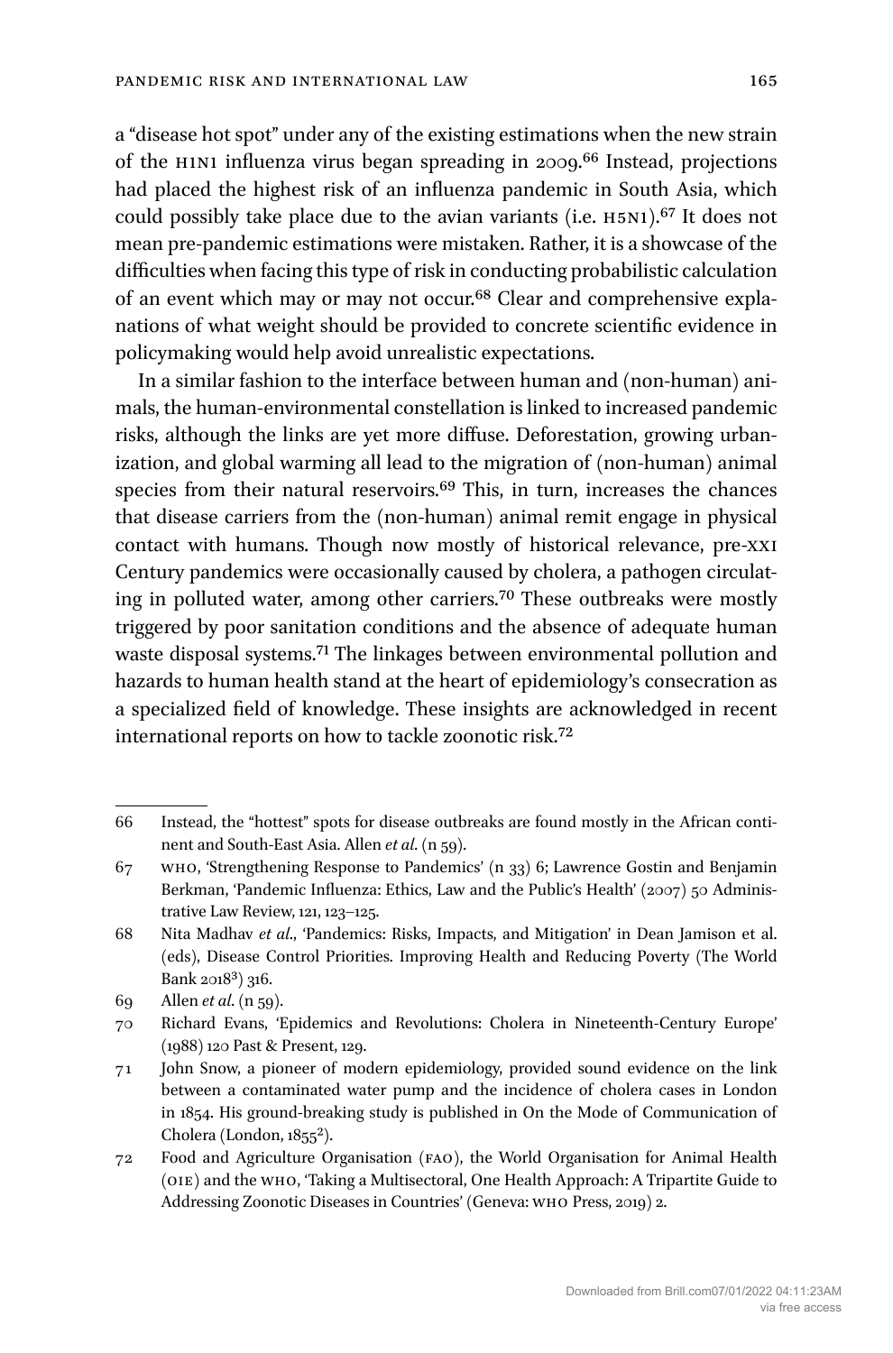a "disease hot spot" under any of the existing estimations when the new strain of the H1N1 influenza virus began spreading in 2009.[66] Instead, projections had placed the highest risk of an influenza pandemic in South Asia, which could possibly take place due to the avian variants (i.e. H5N1).[67] It does not mean pre-pandemic estimations were mistaken. Rather, it is a showcase of the difficulties when facing this type of risk in conducting probabilistic calculation of an event which may or may not occur.[68] Clear and comprehensive explanations of what weight should be provided to concrete scientific evidence in policymaking would help avoid unrealistic expectations.

In a similar fashion to the interface between human and (non-human) animals, the human-environmental constellation is linked to increased pandemic risks, although the links are yet more diffuse. Deforestation, growing urbanization, and global warming all lead to the migration of (non-human) animal species from their natural reservoirs.[69] This, in turn, increases the chances that disease carriers from the (non-human) animal remit engage in physical contact with humans. Though now mostly of historical relevance, pre-XXI Century pandemics were occasionally caused by cholera, a pathogen circulating in polluted water, among other carriers.[70] These outbreaks were mostly triggered by poor sanitation conditions and the absence of adequate human waste disposal systems.[71] The linkages between environmental pollution and hazards to human health stand at the heart of epidemiology's consecration as a specialized field of knowledge. These insights are acknowledged in recent international reports on how to tackle zoonotic risk.[72]

---

66 Instead, the "hottest" spots for disease outbreaks are found mostly in the African continent and South-East Asia. Allen *et al*. (n 59).

67 WHO, 'Strengthening Response to Pandemics' (n 33) 6; Lawrence Gostin and Benjamin Berkman, 'Pandemic Influenza: Ethics, Law and the Public's Health' (2007) 50 Administrative Law Review, 121, 123–125.

68 Nita Madhav *et al*., 'Pandemics: Risks, Impacts, and Mitigation' in Dean Jamison et al. (eds), Disease Control Priorities. Improving Health and Reducing Poverty (The World Bank 2018[3]) 316.

69 Allen *et al*. (n 59).

70 Richard Evans, 'Epidemics and Revolutions: Cholera in Nineteenth-Century Europe' (1988) 120 Past & Present, 129.

71 John Snow, a pioneer of modern epidemiology, provided sound evidence on the link between a contaminated water pump and the incidence of cholera cases in London in 1854. His ground-breaking study is published in On the Mode of Communication of Cholera (London, 1855[2]).

72 Food and Agriculture Organisation (FAO), the World Organisation for Animal Health (OIE) and the WHO, 'Taking a Multisectoral, One Health Approach: A Tripartite Guide to Addressing Zoonotic Diseases in Countries' (Geneva: WHO Press, 2019) 2.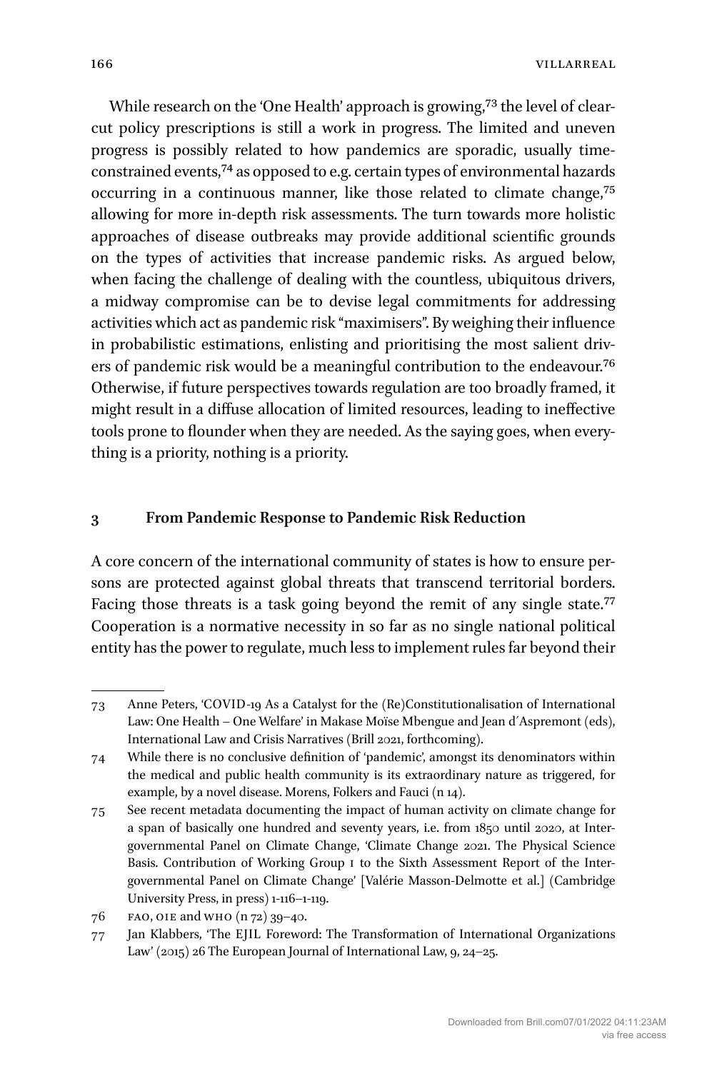While research on the 'One Health' approach is growing,[73] the level of clear-cut policy prescriptions is still a work in progress. The limited and uneven progress is possibly related to how pandemics are sporadic, usually time-constrained events,[74] as opposed to e.g. certain types of environmental hazards occurring in a continuous manner, like those related to climate change,[75] allowing for more in-depth risk assessments. The turn towards more holistic approaches of disease outbreaks may provide additional scientific grounds on the types of activities that increase pandemic risks. As argued below, when facing the challenge of dealing with the countless, ubiquitous drivers, a midway compromise can be to devise legal commitments for addressing activities which act as pandemic risk "maximisers". By weighing their influence in probabilistic estimations, enlisting and prioritising the most salient drivers of pandemic risk would be a meaningful contribution to the endeavour.[76] Otherwise, if future perspectives towards regulation are too broadly framed, it might result in a diffuse allocation of limited resources, leading to ineffective tools prone to flounder when they are needed. As the saying goes, when everything is a priority, nothing is a priority.

## 3 From Pandemic Response to Pandemic Risk Reduction

A core concern of the international community of states is how to ensure persons are protected against global threats that transcend territorial borders. Facing those threats is a task going beyond the remit of any single state.[77] Cooperation is a normative necessity in so far as no single national political entity has the power to regulate, much less to implement rules far beyond their

---

73 Anne Peters, 'COVID-19 As a Catalyst for the (Re)Constitutionalisation of International Law: One Health – One Welfare' in Makase Moïse Mbengue and Jean d'Aspremont (eds), International Law and Crisis Narratives (Brill 2021, forthcoming).

74 While there is no conclusive definition of 'pandemic', amongst its denominators within the medical and public health community is its extraordinary nature as triggered, for example, by a novel disease. Morens, Folkers and Fauci (n 14).

75 See recent metadata documenting the impact of human activity on climate change for a span of basically one hundred and seventy years, i.e. from 1850 until 2020, at Intergovernmental Panel on Climate Change, 'Climate Change 2021. The Physical Science Basis. Contribution of Working Group I to the Sixth Assessment Report of the Intergovernmental Panel on Climate Change' [Valérie Masson-Delmotte et al.] (Cambridge University Press, in press) 1-116–1-119.

76 FAO, OIE and WHO (n 72) 39–40.

77 Jan Klabbers, 'The EJIL Foreword: The Transformation of International Organizations Law' (2015) 26 The European Journal of International Law, 9, 24–25.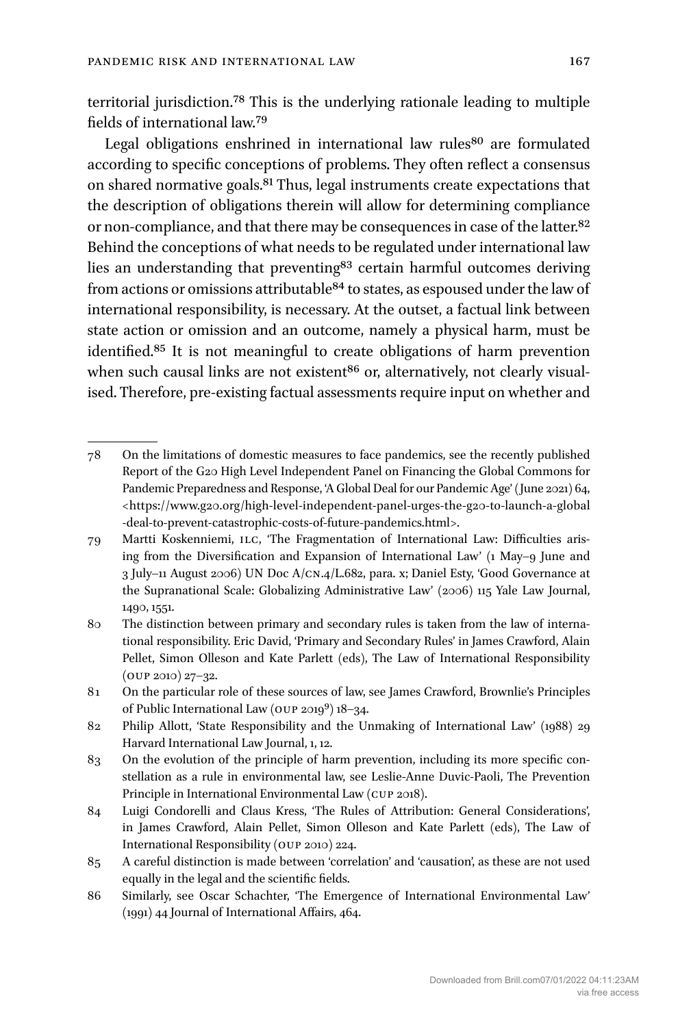territorial jurisdiction.[78] This is the underlying rationale leading to multiple fields of international law.[79]

Legal obligations enshrined in international law rules[80] are formulated according to specific conceptions of problems. They often reflect a consensus on shared normative goals.[81] Thus, legal instruments create expectations that the description of obligations therein will allow for determining compliance or non-compliance, and that there may be consequences in case of the latter.[82] Behind the conceptions of what needs to be regulated under international law lies an understanding that preventing[83] certain harmful outcomes deriving from actions or omissions attributable[84] to states, as espoused under the law of international responsibility, is necessary. At the outset, a factual link between state action or omission and an outcome, namely a physical harm, must be identified.[85] It is not meaningful to create obligations of harm prevention when such causal links are not existent[86] or, alternatively, not clearly visualised. Therefore, pre-existing factual assessments require input on whether and

---

78 On the limitations of domestic measures to face pandemics, see the recently published Report of the G20 High Level Independent Panel on Financing the Global Commons for Pandemic Preparedness and Response, 'A Global Deal for our Pandemic Age' (June 2021) 64, <https://www.g20.org/high-level-independent-panel-urges-the-g20-to-launch-a-global-deal-to-prevent-catastrophic-costs-of-future-pandemics.html>.

79 Martti Koskenniemi, ILC, 'The Fragmentation of International Law: Difficulties arising from the Diversification and Expansion of International Law' (1 May–9 June and 3 July–11 August 2006) UN Doc A/CN.4/L.682, para. x; Daniel Esty, 'Good Governance at the Supranational Scale: Globalizing Administrative Law' (2006) 115 Yale Law Journal, 1490, 1551.

80 The distinction between primary and secondary rules is taken from the law of international responsibility. Eric David, 'Primary and Secondary Rules' in James Crawford, Alain Pellet, Simon Olleson and Kate Parlett (eds), The Law of International Responsibility (OUP 2010) 27–32.

81 On the particular role of these sources of law, see James Crawford, Brownlie's Principles of Public International Law (OUP 2019[9]) 18–34.

82 Philip Allott, 'State Responsibility and the Unmaking of International Law' (1988) 29 Harvard International Law Journal, 1, 12.

83 On the evolution of the principle of harm prevention, including its more specific constellation as a rule in environmental law, see Leslie-Anne Duvic-Paoli, The Prevention Principle in International Environmental Law (CUP 2018).

84 Luigi Condorelli and Claus Kress, 'The Rules of Attribution: General Considerations', in James Crawford, Alain Pellet, Simon Olleson and Kate Parlett (eds), The Law of International Responsibility (OUP 2010) 224.

85 A careful distinction is made between 'correlation' and 'causation', as these are not used equally in the legal and the scientific fields.

86 Similarly, see Oscar Schachter, 'The Emergence of International Environmental Law' (1991) 44 Journal of International Affairs, 464.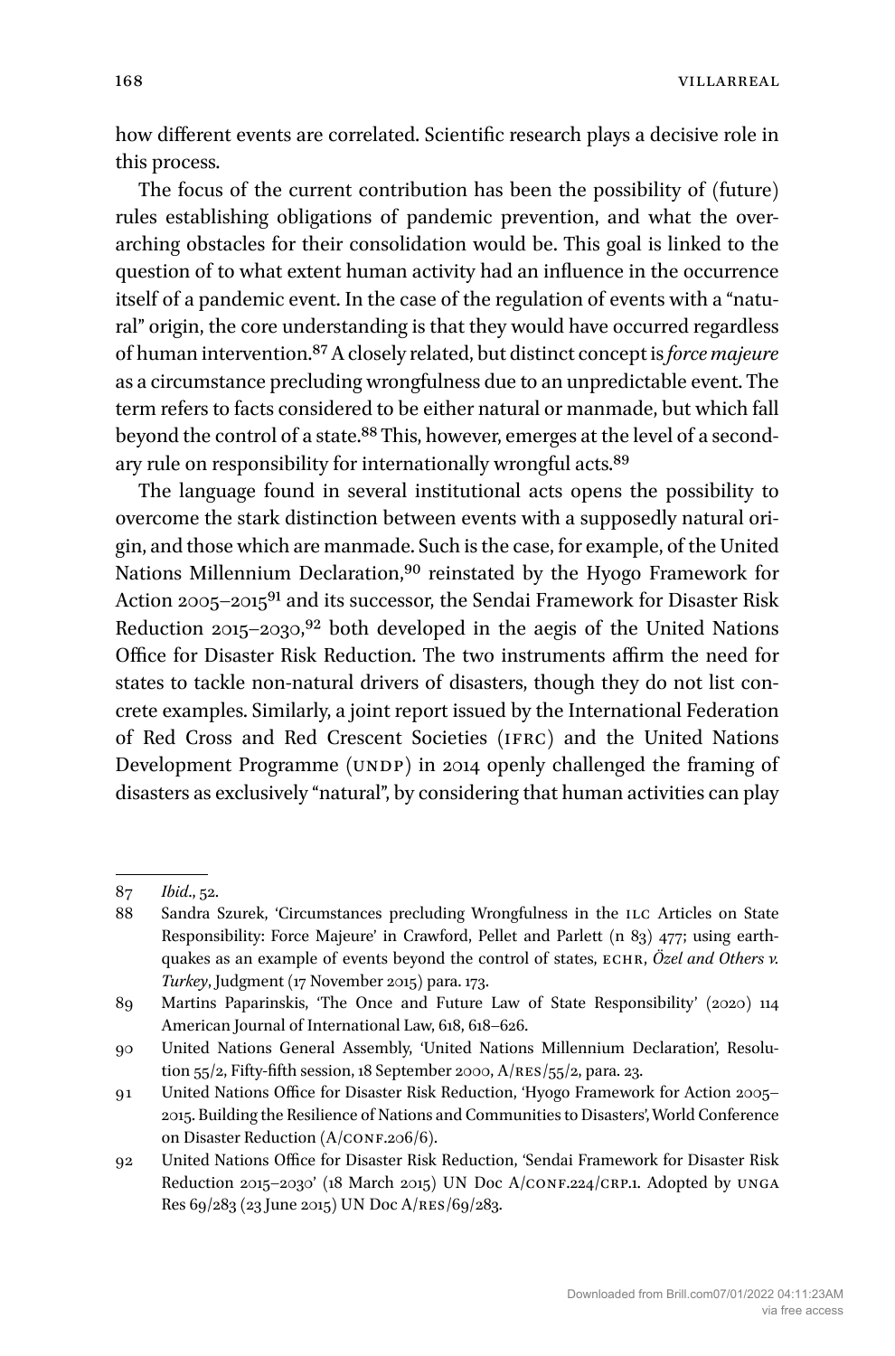how different events are correlated. Scientific research plays a decisive role in this process.

The focus of the current contribution has been the possibility of (future) rules establishing obligations of pandemic prevention, and what the overarching obstacles for their consolidation would be. This goal is linked to the question of to what extent human activity had an influence in the occurrence itself of a pandemic event. In the case of the regulation of events with a "natural" origin, the core understanding is that they would have occurred regardless of human intervention.[87] A closely related, but distinct concept is *force majeure* as a circumstance precluding wrongfulness due to an unpredictable event. The term refers to facts considered to be either natural or manmade, but which fall beyond the control of a state.[88] This, however, emerges at the level of a secondary rule on responsibility for internationally wrongful acts.[89]

The language found in several institutional acts opens the possibility to overcome the stark distinction between events with a supposedly natural origin, and those which are manmade. Such is the case, for example, of the United Nations Millennium Declaration,[90] reinstated by the Hyogo Framework for Action 2005–2015[91] and its successor, the Sendai Framework for Disaster Risk Reduction 2015–2030,[92] both developed in the aegis of the United Nations Office for Disaster Risk Reduction. The two instruments affirm the need for states to tackle non-natural drivers of disasters, though they do not list concrete examples. Similarly, a joint report issued by the International Federation of Red Cross and Red Crescent Societies (IFRC) and the United Nations Development Programme (UNDP) in 2014 openly challenged the framing of disasters as exclusively "natural", by considering that human activities can play

---

87 *Ibid*., 52.

88 Sandra Szurek, 'Circumstances precluding Wrongfulness in the ILC Articles on State Responsibility: Force Majeure' in Crawford, Pellet and Parlett (n 83) 477; using earthquakes as an example of events beyond the control of states, ECHR, *Özel and Others v. Turkey*, Judgment (17 November 2015) para. 173.

89 Martins Paparinskis, 'The Once and Future Law of State Responsibility' (2020) 114 American Journal of International Law, 618, 618–626.

90 United Nations General Assembly, 'United Nations Millennium Declaration', Resolution 55/2, Fifty-fifth session, 18 September 2000, A/RES/55/2, para. 23.

91 United Nations Office for Disaster Risk Reduction, 'Hyogo Framework for Action 2005–2015. Building the Resilience of Nations and Communities to Disasters', World Conference on Disaster Reduction (A/CONF.206/6).

92 United Nations Office for Disaster Risk Reduction, 'Sendai Framework for Disaster Risk Reduction 2015–2030' (18 March 2015) UN Doc A/CONF.224/CRP.1. Adopted by UNGA Res 69/283 (23 June 2015) UN Doc A/RES/69/283.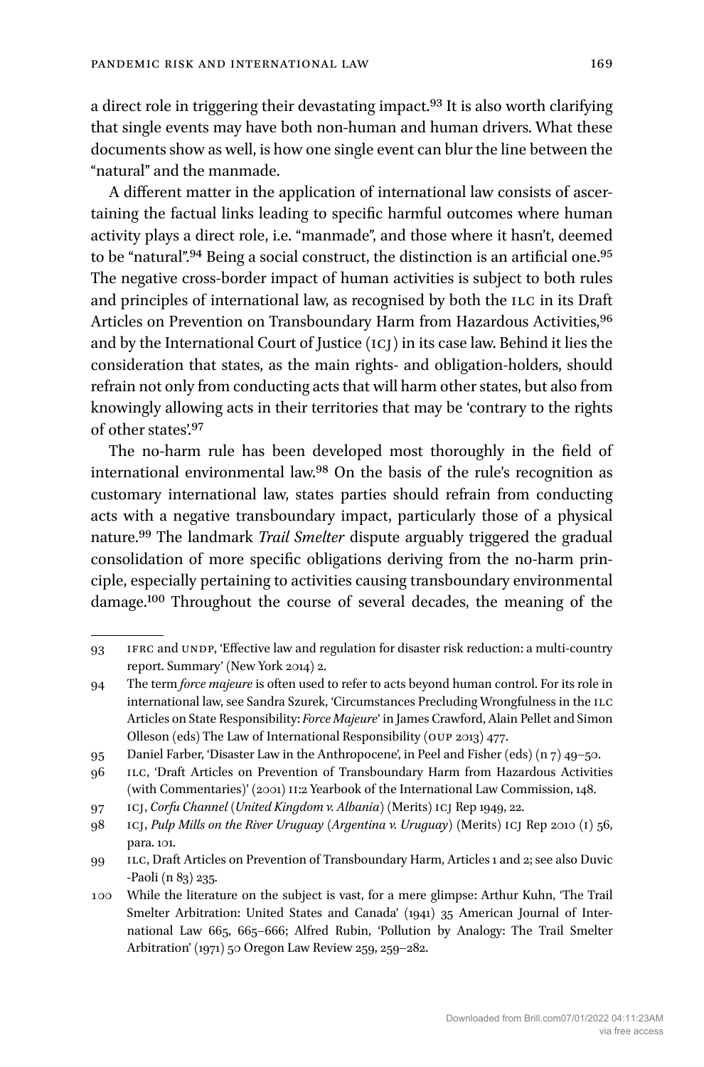a direct role in triggering their devastating impact.[93] It is also worth clarifying that single events may have both non-human and human drivers. What these documents show as well, is how one single event can blur the line between the "natural" and the manmade.

A different matter in the application of international law consists of ascertaining the factual links leading to specific harmful outcomes where human activity plays a direct role, i.e. "manmade", and those where it hasn't, deemed to be "natural".[94] Being a social construct, the distinction is an artificial one.[95] The negative cross-border impact of human activities is subject to both rules and principles of international law, as recognised by both the ILC in its Draft Articles on Prevention on Transboundary Harm from Hazardous Activities,[96] and by the International Court of Justice (ICJ) in its case law. Behind it lies the consideration that states, as the main rights- and obligation-holders, should refrain not only from conducting acts that will harm other states, but also from knowingly allowing acts in their territories that may be 'contrary to the rights of other states'.[97]

The no-harm rule has been developed most thoroughly in the field of international environmental law.[98] On the basis of the rule's recognition as customary international law, states parties should refrain from conducting acts with a negative transboundary impact, particularly those of a physical nature.[99] The landmark *Trail Smelter* dispute arguably triggered the gradual consolidation of more specific obligations deriving from the no-harm principle, especially pertaining to activities causing transboundary environmental damage.[100] Throughout the course of several decades, the meaning of the

---

93 IFRC and UNDP, 'Effective law and regulation for disaster risk reduction: a multi-country report. Summary' (New York 2014) 2.

94 The term *force majeure* is often used to refer to acts beyond human control. For its role in international law, see Sandra Szurek, 'Circumstances Precluding Wrongfulness in the ILC Articles on State Responsibility: *Force Majeure*' in James Crawford, Alain Pellet and Simon Olleson (eds) The Law of International Responsibility (OUP 2013) 477.

95 Daniel Farber, 'Disaster Law in the Anthropocene', in Peel and Fisher (eds) (n 7) 49–50.

96 ILC, 'Draft Articles on Prevention of Transboundary Harm from Hazardous Activities (with Commentaries)' (2001) II:2 Yearbook of the International Law Commission, 148.

97 ICJ, *Corfu Channel* (*United Kingdom v. Albania*) (Merits) ICJ Rep 1949, 22.

98 ICJ, *Pulp Mills on the River Uruguay* (*Argentina v. Uruguay*) (Merits) ICJ Rep 2010 (I) 56, para. 101.

99 ILC, Draft Articles on Prevention of Transboundary Harm, Articles 1 and 2; see also Duvic-Paoli (n 83) 235.

100 While the literature on the subject is vast, for a mere glimpse: Arthur Kuhn, 'The Trail Smelter Arbitration: United States and Canada' (1941) 35 American Journal of International Law 665, 665–666; Alfred Rubin, 'Pollution by Analogy: The Trail Smelter Arbitration' (1971) 50 Oregon Law Review 259, 259–282.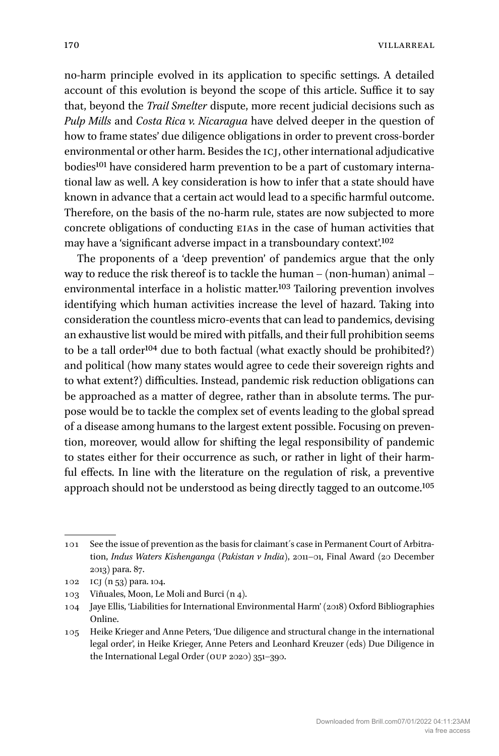no-harm principle evolved in its application to specific settings. A detailed account of this evolution is beyond the scope of this article. Suffice it to say that, beyond the *Trail Smelter* dispute, more recent judicial decisions such as *Pulp Mills* and *Costa Rica v. Nicaragua* have delved deeper in the question of how to frame states' due diligence obligations in order to prevent cross-border environmental or other harm. Besides the ICJ, other international adjudicative bodies[101] have considered harm prevention to be a part of customary international law as well. A key consideration is how to infer that a state should have known in advance that a certain act would lead to a specific harmful outcome. Therefore, on the basis of the no-harm rule, states are now subjected to more concrete obligations of conducting EIAs in the case of human activities that may have a 'significant adverse impact in a transboundary context'.[102]

The proponents of a 'deep prevention' of pandemics argue that the only way to reduce the risk thereof is to tackle the human – (non-human) animal – environmental interface in a holistic matter.[103] Tailoring prevention involves identifying which human activities increase the level of hazard. Taking into consideration the countless micro-events that can lead to pandemics, devising an exhaustive list would be mired with pitfalls, and their full prohibition seems to be a tall order[104] due to both factual (what exactly should be prohibited?) and political (how many states would agree to cede their sovereign rights and to what extent?) difficulties. Instead, pandemic risk reduction obligations can be approached as a matter of degree, rather than in absolute terms. The purpose would be to tackle the complex set of events leading to the global spread of a disease among humans to the largest extent possible. Focusing on prevention, moreover, would allow for shifting the legal responsibility of pandemic to states either for their occurrence as such, or rather in light of their harmful effects. In line with the literature on the regulation of risk, a preventive approach should not be understood as being directly tagged to an outcome.[105]

---

101 See the issue of prevention as the basis for claimant's case in Permanent Court of Arbitration, *Indus Waters Kishenganga* (*Pakistan v India*), 2011–01, Final Award (20 December 2013) para. 87.

102 ICJ (n 53) para. 104.

103 Viñuales, Moon, Le Moli and Burci (n 4).

104 Jaye Ellis, 'Liabilities for International Environmental Harm' (2018) Oxford Bibliographies Online.

105 Heike Krieger and Anne Peters, 'Due diligence and structural change in the international legal order', in Heike Krieger, Anne Peters and Leonhard Kreuzer (eds) Due Diligence in the International Legal Order (OUP 2020) 351–390.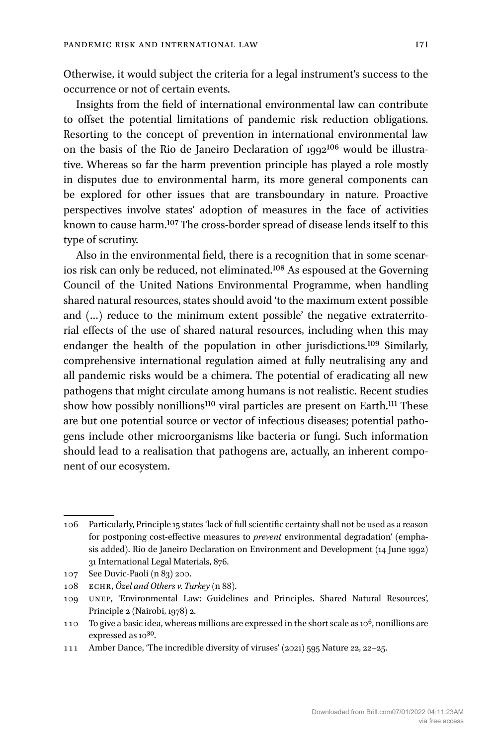Otherwise, it would subject the criteria for a legal instrument's success to the occurrence or not of certain events.

Insights from the field of international environmental law can contribute to offset the potential limitations of pandemic risk reduction obligations. Resorting to the concept of prevention in international environmental law on the basis of the Rio de Janeiro Declaration of 1992[106] would be illustrative. Whereas so far the harm prevention principle has played a role mostly in disputes due to environmental harm, its more general components can be explored for other issues that are transboundary in nature. Proactive perspectives involve states' adoption of measures in the face of activities known to cause harm.[107] The cross-border spread of disease lends itself to this type of scrutiny.

Also in the environmental field, there is a recognition that in some scenarios risk can only be reduced, not eliminated.[108] As espoused at the Governing Council of the United Nations Environmental Programme, when handling shared natural resources, states should avoid 'to the maximum extent possible and (…) reduce to the minimum extent possible' the negative extraterritorial effects of the use of shared natural resources, including when this may endanger the health of the population in other jurisdictions.[109] Similarly, comprehensive international regulation aimed at fully neutralising any and all pandemic risks would be a chimera. The potential of eradicating all new pathogens that might circulate among humans is not realistic. Recent studies show how possibly nonillions[110] viral particles are present on Earth.[111] These are but one potential source or vector of infectious diseases; potential pathogens include other microorganisms like bacteria or fungi. Such information should lead to a realisation that pathogens are, actually, an inherent component of our ecosystem.

---

106 Particularly, Principle 15 states 'lack of full scientific certainty shall not be used as a reason for postponing cost-effective measures to *prevent* environmental degradation' (emphasis added). Rio de Janeiro Declaration on Environment and Development (14 June 1992) 31 International Legal Materials, 876.

107 See Duvic-Paoli (n 83) 200.

108 ECHR, *Özel and Others v. Turkey* (n 88).

109 UNEP, 'Environmental Law: Guidelines and Principles. Shared Natural Resources', Principle 2 (Nairobi, 1978) 2.

110 To give a basic idea, whereas millions are expressed in the short scale as $10^6$, nonillions are expressed as $10^{30}$.

111 Amber Dance, 'The incredible diversity of viruses' (2021) 595 Nature 22, 22–25.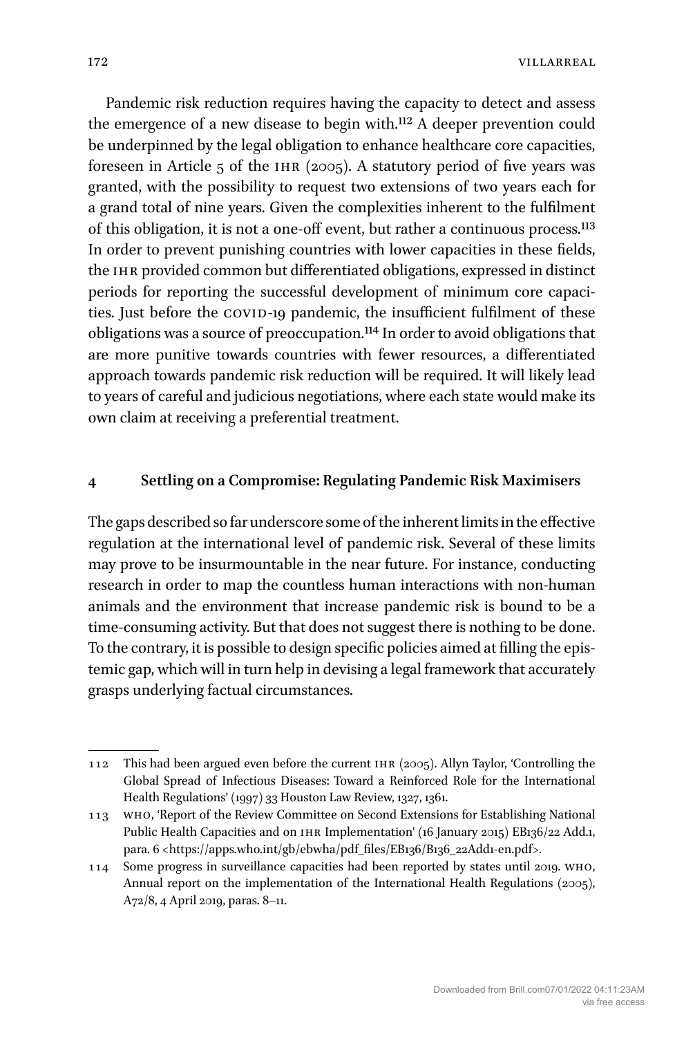Pandemic risk reduction requires having the capacity to detect and assess the emergence of a new disease to begin with.[112] A deeper prevention could be underpinned by the legal obligation to enhance healthcare core capacities, foreseen in Article 5 of the IHR (2005). A statutory period of five years was granted, with the possibility to request two extensions of two years each for a grand total of nine years. Given the complexities inherent to the fulfilment of this obligation, it is not a one-off event, but rather a continuous process.[113] In order to prevent punishing countries with lower capacities in these fields, the IHR provided common but differentiated obligations, expressed in distinct periods for reporting the successful development of minimum core capacities. Just before the COVID-19 pandemic, the insufficient fulfilment of these obligations was a source of preoccupation.[114] In order to avoid obligations that are more punitive towards countries with fewer resources, a differentiated approach towards pandemic risk reduction will be required. It will likely lead to years of careful and judicious negotiations, where each state would make its own claim at receiving a preferential treatment.

## 4 Settling on a Compromise: Regulating Pandemic Risk Maximisers

The gaps described so far underscore some of the inherent limits in the effective regulation at the international level of pandemic risk. Several of these limits may prove to be insurmountable in the near future. For instance, conducting research in order to map the countless human interactions with non-human animals and the environment that increase pandemic risk is bound to be a time-consuming activity. But that does not suggest there is nothing to be done. To the contrary, it is possible to design specific policies aimed at filling the epistemic gap, which will in turn help in devising a legal framework that accurately grasps underlying factual circumstances.

---

112 This had been argued even before the current IHR (2005). Allyn Taylor, 'Controlling the Global Spread of Infectious Diseases: Toward a Reinforced Role for the International Health Regulations' (1997) 33 Houston Law Review, 1327, 1361.

113 WHO, 'Report of the Review Committee on Second Extensions for Establishing National Public Health Capacities and on IHR Implementation' (16 January 2015) EB136/22 Add.1, para. 6 <https://apps.who.int/gb/ebwha/pdf_files/EB136/B136_22Add1-en.pdf>.

114 Some progress in surveillance capacities had been reported by states until 2019. WHO, Annual report on the implementation of the International Health Regulations (2005), A72/8, 4 April 2019, paras. 8–11.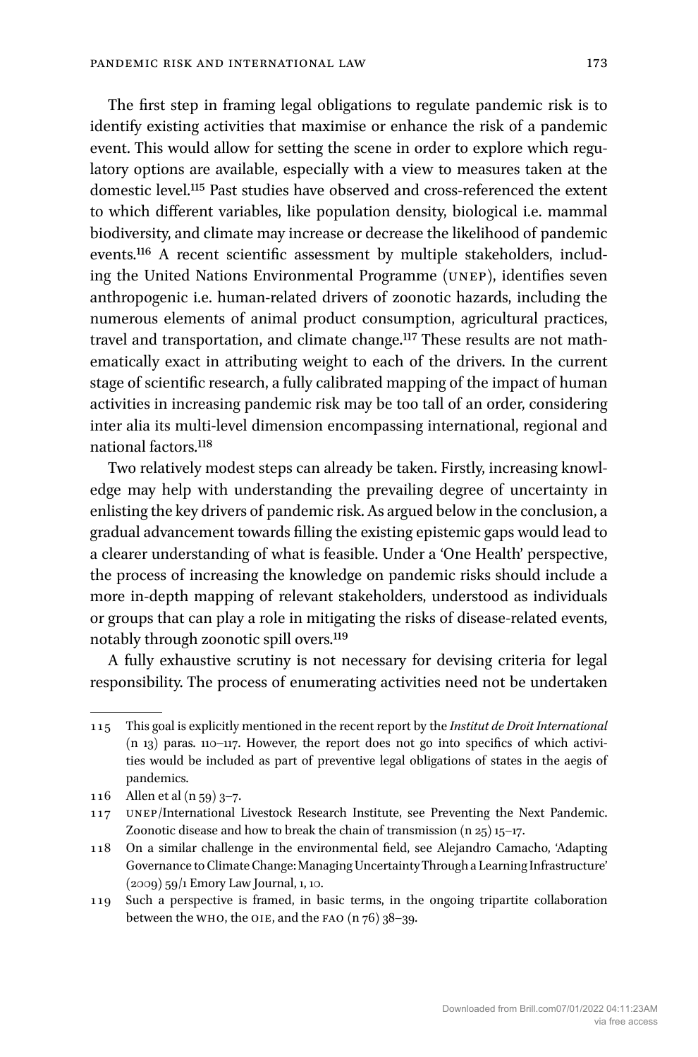The first step in framing legal obligations to regulate pandemic risk is to identify existing activities that maximise or enhance the risk of a pandemic event. This would allow for setting the scene in order to explore which regulatory options are available, especially with a view to measures taken at the domestic level.[115] Past studies have observed and cross-referenced the extent to which different variables, like population density, biological i.e. mammal biodiversity, and climate may increase or decrease the likelihood of pandemic events.[116] A recent scientific assessment by multiple stakeholders, including the United Nations Environmental Programme (UNEP), identifies seven anthropogenic i.e. human-related drivers of zoonotic hazards, including the numerous elements of animal product consumption, agricultural practices, travel and transportation, and climate change.[117] These results are not mathematically exact in attributing weight to each of the drivers. In the current stage of scientific research, a fully calibrated mapping of the impact of human activities in increasing pandemic risk may be too tall of an order, considering inter alia its multi-level dimension encompassing international, regional and national factors.[118]

Two relatively modest steps can already be taken. Firstly, increasing knowledge may help with understanding the prevailing degree of uncertainty in enlisting the key drivers of pandemic risk. As argued below in the conclusion, a gradual advancement towards filling the existing epistemic gaps would lead to a clearer understanding of what is feasible. Under a 'One Health' perspective, the process of increasing the knowledge on pandemic risks should include a more in-depth mapping of relevant stakeholders, understood as individuals or groups that can play a role in mitigating the risks of disease-related events, notably through zoonotic spill overs.[119]

A fully exhaustive scrutiny is not necessary for devising criteria for legal responsibility. The process of enumerating activities need not be undertaken

---

115 This goal is explicitly mentioned in the recent report by the *Institut de Droit International* (n 13) paras. 110–117. However, the report does not go into specifics of which activities would be included as part of preventive legal obligations of states in the aegis of pandemics.

116 Allen et al (n 59) 3–7.

117 UNEP/International Livestock Research Institute, see Preventing the Next Pandemic. Zoonotic disease and how to break the chain of transmission (n 25) 15–17.

118 On a similar challenge in the environmental field, see Alejandro Camacho, 'Adapting Governance to Climate Change: Managing Uncertainty Through a Learning Infrastructure' (2009) 59/1 Emory Law Journal, 1, 10.

119 Such a perspective is framed, in basic terms, in the ongoing tripartite collaboration between the WHO, the OIE, and the FAO (n 76) 38–39.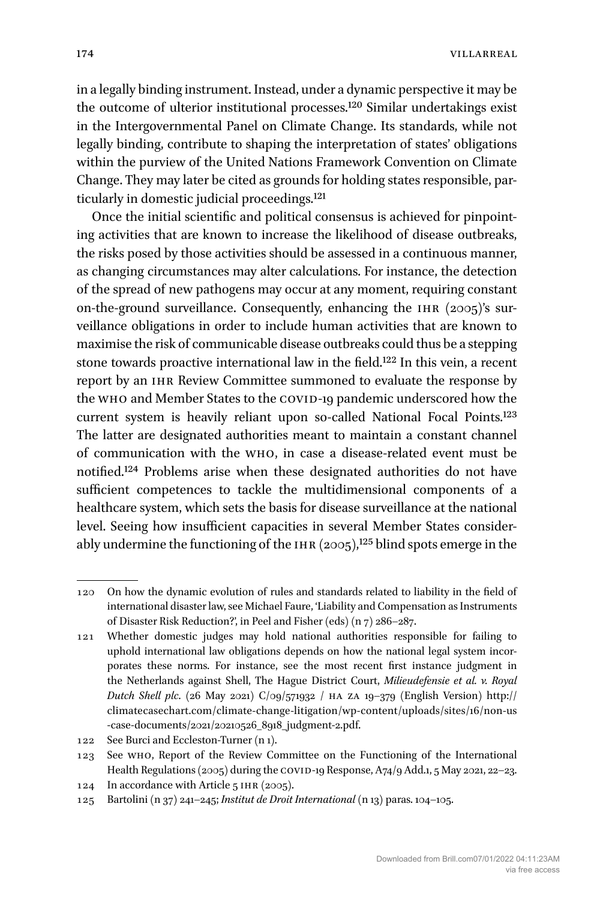in a legally binding instrument. Instead, under a dynamic perspective it may be the outcome of ulterior institutional processes.[120] Similar undertakings exist in the Intergovernmental Panel on Climate Change. Its standards, while not legally binding, contribute to shaping the interpretation of states' obligations within the purview of the United Nations Framework Convention on Climate Change. They may later be cited as grounds for holding states responsible, particularly in domestic judicial proceedings.[121]

Once the initial scientific and political consensus is achieved for pinpointing activities that are known to increase the likelihood of disease outbreaks, the risks posed by those activities should be assessed in a continuous manner, as changing circumstances may alter calculations. For instance, the detection of the spread of new pathogens may occur at any moment, requiring constant on-the-ground surveillance. Consequently, enhancing the IHR (2005)'s surveillance obligations in order to include human activities that are known to maximise the risk of communicable disease outbreaks could thus be a stepping stone towards proactive international law in the field.[122] In this vein, a recent report by an IHR Review Committee summoned to evaluate the response by the WHO and Member States to the COVID-19 pandemic underscored how the current system is heavily reliant upon so-called National Focal Points.[123] The latter are designated authorities meant to maintain a constant channel of communication with the WHO, in case a disease-related event must be notified.[124] Problems arise when these designated authorities do not have sufficient competences to tackle the multidimensional components of a healthcare system, which sets the basis for disease surveillance at the national level. Seeing how insufficient capacities in several Member States considerably undermine the functioning of the IHR (2005),[125] blind spots emerge in the

---

120 On how the dynamic evolution of rules and standards related to liability in the field of international disaster law, see Michael Faure, 'Liability and Compensation as Instruments of Disaster Risk Reduction?', in Peel and Fisher (eds) (n 7) 286–287.

121 Whether domestic judges may hold national authorities responsible for failing to uphold international law obligations depends on how the national legal system incorporates these norms. For instance, see the most recent first instance judgment in the Netherlands against Shell, The Hague District Court, *Milieudefensie et al. v. Royal Dutch Shell plc*. (26 May 2021) C/09/571932 / HA ZA 19–379 (English Version) http://climatecasechart.com/climate-change-litigation/wp-content/uploads/sites/16/non-us-case-documents/2021/20210526_8918_judgment-2.pdf.

122 See Burci and Eccleston-Turner (n 1).

123 See WHO, Report of the Review Committee on the Functioning of the International Health Regulations (2005) during the COVID-19 Response, A74/9 Add.1, 5 May 2021, 22–23.

124 In accordance with Article 5 IHR (2005).

125 Bartolini (n 37) 241–245; *Institut de Droit International* (n 13) paras. 104–105.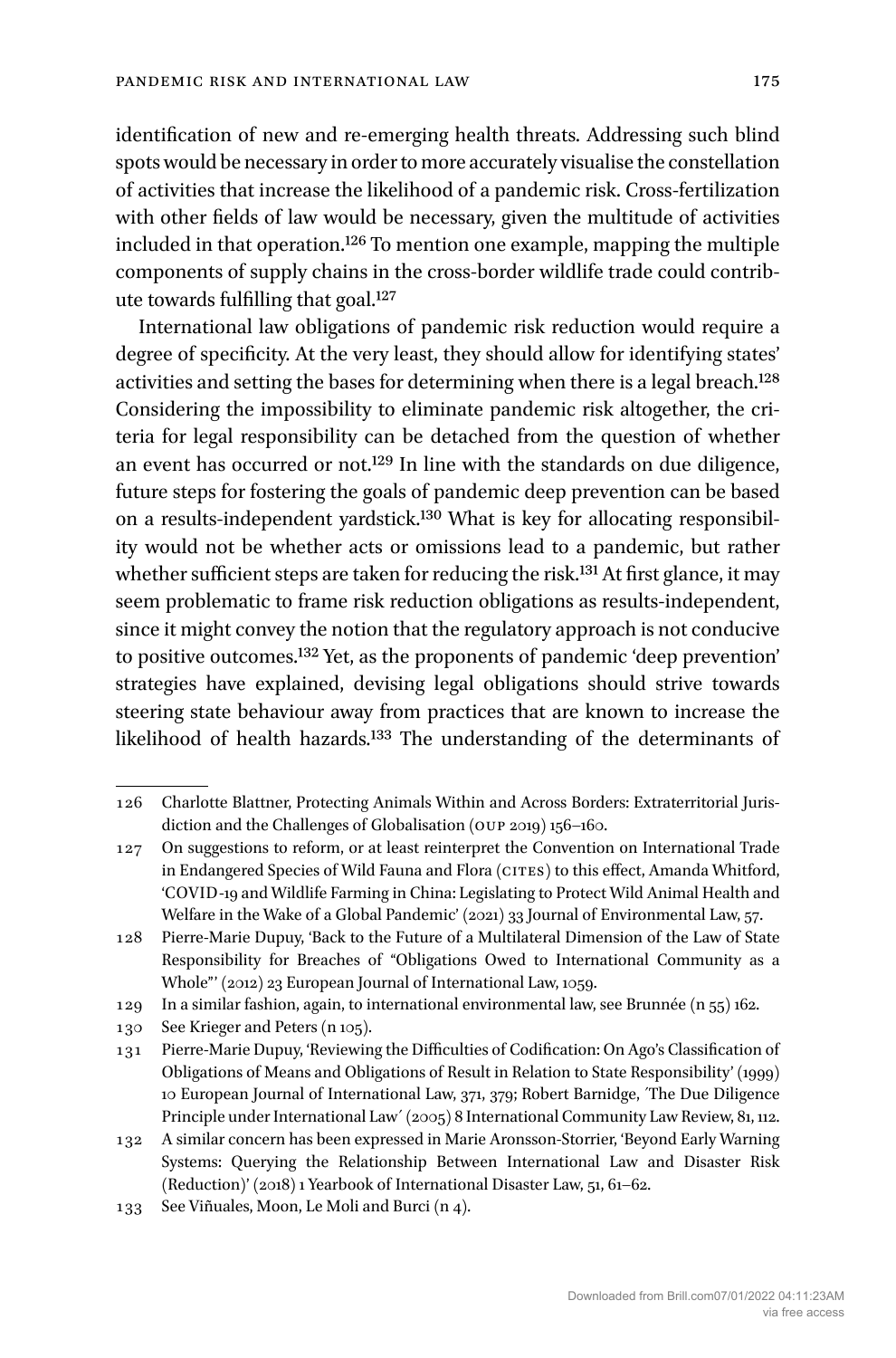identification of new and re-emerging health threats. Addressing such blind spots would be necessary in order to more accurately visualise the constellation of activities that increase the likelihood of a pandemic risk. Cross-fertilization with other fields of law would be necessary, given the multitude of activities included in that operation.[126] To mention one example, mapping the multiple components of supply chains in the cross-border wildlife trade could contribute towards fulfilling that goal.[127]

International law obligations of pandemic risk reduction would require a degree of specificity. At the very least, they should allow for identifying states' activities and setting the bases for determining when there is a legal breach.[128] Considering the impossibility to eliminate pandemic risk altogether, the criteria for legal responsibility can be detached from the question of whether an event has occurred or not.[129] In line with the standards on due diligence, future steps for fostering the goals of pandemic deep prevention can be based on a results-independent yardstick.[130] What is key for allocating responsibility would not be whether acts or omissions lead to a pandemic, but rather whether sufficient steps are taken for reducing the risk.[131] At first glance, it may seem problematic to frame risk reduction obligations as results-independent, since it might convey the notion that the regulatory approach is not conducive to positive outcomes.[132] Yet, as the proponents of pandemic 'deep prevention' strategies have explained, devising legal obligations should strive towards steering state behaviour away from practices that are known to increase the likelihood of health hazards.[133] The understanding of the determinants of

---

126 Charlotte Blattner, Protecting Animals Within and Across Borders: Extraterritorial Jurisdiction and the Challenges of Globalisation (OUP 2019) 156–160.

127 On suggestions to reform, or at least reinterpret the Convention on International Trade in Endangered Species of Wild Fauna and Flora (CITES) to this effect, Amanda Whitford, 'COVID-19 and Wildlife Farming in China: Legislating to Protect Wild Animal Health and Welfare in the Wake of a Global Pandemic' (2021) 33 Journal of Environmental Law, 57.

128 Pierre-Marie Dupuy, 'Back to the Future of a Multilateral Dimension of the Law of State Responsibility for Breaches of "Obligations Owed to International Community as a Whole"' (2012) 23 European Journal of International Law, 1059.

129 In a similar fashion, again, to international environmental law, see Brunnée (n 55) 162.

130 See Krieger and Peters (n 105).

131 Pierre-Marie Dupuy, 'Reviewing the Difficulties of Codification: On Ago's Classification of Obligations of Means and Obligations of Result in Relation to State Responsibility' (1999) 10 European Journal of International Law, 371, 379; Robert Barnidge, 'The Due Diligence Principle under International Law' (2005) 8 International Community Law Review, 81, 112.

132 A similar concern has been expressed in Marie Aronsson-Storrier, 'Beyond Early Warning Systems: Querying the Relationship Between International Law and Disaster Risk (Reduction)' (2018) 1 Yearbook of International Disaster Law, 51, 61–62.

133 See Viñuales, Moon, Le Moli and Burci (n 4).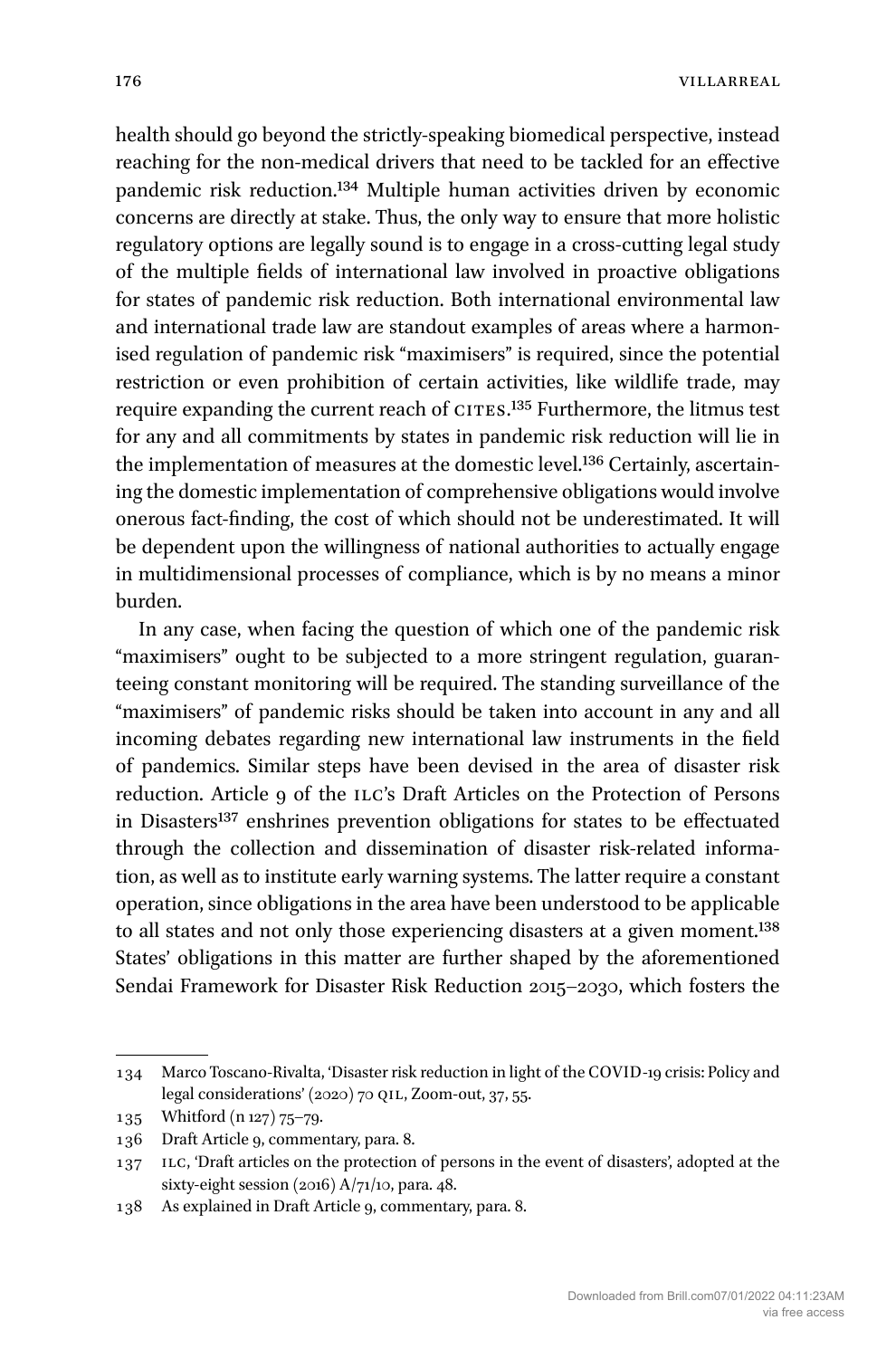health should go beyond the strictly-speaking biomedical perspective, instead reaching for the non-medical drivers that need to be tackled for an effective pandemic risk reduction.[134] Multiple human activities driven by economic concerns are directly at stake. Thus, the only way to ensure that more holistic regulatory options are legally sound is to engage in a cross-cutting legal study of the multiple fields of international law involved in proactive obligations for states of pandemic risk reduction. Both international environmental law and international trade law are standout examples of areas where a harmonised regulation of pandemic risk "maximisers" is required, since the potential restriction or even prohibition of certain activities, like wildlife trade, may require expanding the current reach of CITES.[135] Furthermore, the litmus test for any and all commitments by states in pandemic risk reduction will lie in the implementation of measures at the domestic level.[136] Certainly, ascertaining the domestic implementation of comprehensive obligations would involve onerous fact-finding, the cost of which should not be underestimated. It will be dependent upon the willingness of national authorities to actually engage in multidimensional processes of compliance, which is by no means a minor burden.

In any case, when facing the question of which one of the pandemic risk "maximisers" ought to be subjected to a more stringent regulation, guaranteeing constant monitoring will be required. The standing surveillance of the "maximisers" of pandemic risks should be taken into account in any and all incoming debates regarding new international law instruments in the field of pandemics. Similar steps have been devised in the area of disaster risk reduction. Article 9 of the ILC's Draft Articles on the Protection of Persons in Disasters[137] enshrines prevention obligations for states to be effectuated through the collection and dissemination of disaster risk-related information, as well as to institute early warning systems. The latter require a constant operation, since obligations in the area have been understood to be applicable to all states and not only those experiencing disasters at a given moment.[138] States' obligations in this matter are further shaped by the aforementioned Sendai Framework for Disaster Risk Reduction 2015–2030, which fosters the

---

134 Marco Toscano-Rivalta, 'Disaster risk reduction in light of the COVID-19 crisis: Policy and legal considerations' (2020) 70 QIL, Zoom-out, 37, 55.

135 Whitford (n 127) 75–79.

136 Draft Article 9, commentary, para. 8.

137 ILC, 'Draft articles on the protection of persons in the event of disasters', adopted at the sixty-eight session (2016) A/71/10, para. 48.

138 As explained in Draft Article 9, commentary, para. 8.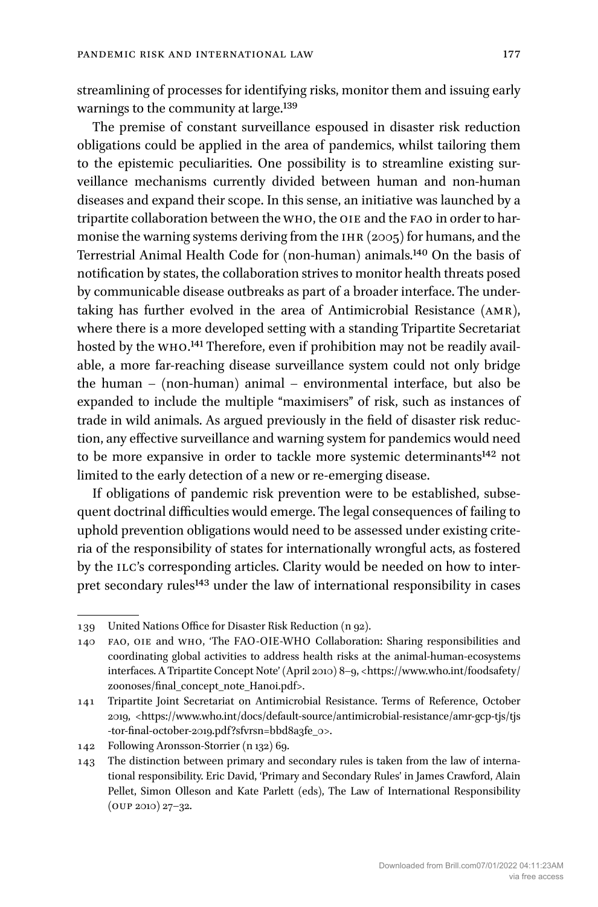streamlining of processes for identifying risks, monitor them and issuing early warnings to the community at large.[139]

The premise of constant surveillance espoused in disaster risk reduction obligations could be applied in the area of pandemics, whilst tailoring them to the epistemic peculiarities. One possibility is to streamline existing surveillance mechanisms currently divided between human and non-human diseases and expand their scope. In this sense, an initiative was launched by a tripartite collaboration between the WHO, the OIE and the FAO in order to harmonise the warning systems deriving from the IHR (2005) for humans, and the Terrestrial Animal Health Code for (non-human) animals.[140] On the basis of notification by states, the collaboration strives to monitor health threats posed by communicable disease outbreaks as part of a broader interface. The undertaking has further evolved in the area of Antimicrobial Resistance (AMR), where there is a more developed setting with a standing Tripartite Secretariat hosted by the WHO.[141] Therefore, even if prohibition may not be readily available, a more far-reaching disease surveillance system could not only bridge the human – (non-human) animal – environmental interface, but also be expanded to include the multiple "maximisers" of risk, such as instances of trade in wild animals. As argued previously in the field of disaster risk reduction, any effective surveillance and warning system for pandemics would need to be more expansive in order to tackle more systemic determinants[142] not limited to the early detection of a new or re-emerging disease.

If obligations of pandemic risk prevention were to be established, subsequent doctrinal difficulties would emerge. The legal consequences of failing to uphold prevention obligations would need to be assessed under existing criteria of the responsibility of states for internationally wrongful acts, as fostered by the ILC's corresponding articles. Clarity would be needed on how to interpret secondary rules[143] under the law of international responsibility in cases

---

139 United Nations Office for Disaster Risk Reduction (n 92).

140 FAO, OIE and WHO, 'The FAO-OIE-WHO Collaboration: Sharing responsibilities and coordinating global activities to address health risks at the animal-human-ecosystems interfaces. A Tripartite Concept Note' (April 2010) 8–9, <https://www.who.int/foodsafety/zoonoses/final_concept_note_Hanoi.pdf>.

141 Tripartite Joint Secretariat on Antimicrobial Resistance. Terms of Reference, October 2019, <https://www.who.int/docs/default-source/antimicrobial-resistance/amr-gcp-tjs/tjs-tor-final-october-2019.pdf?sfvrsn=bbd8a3fe_0>.

142 Following Aronsson-Storrier (n 132) 69.

143 The distinction between primary and secondary rules is taken from the law of international responsibility. Eric David, 'Primary and Secondary Rules' in James Crawford, Alain Pellet, Simon Olleson and Kate Parlett (eds), The Law of International Responsibility (OUP 2010) 27–32.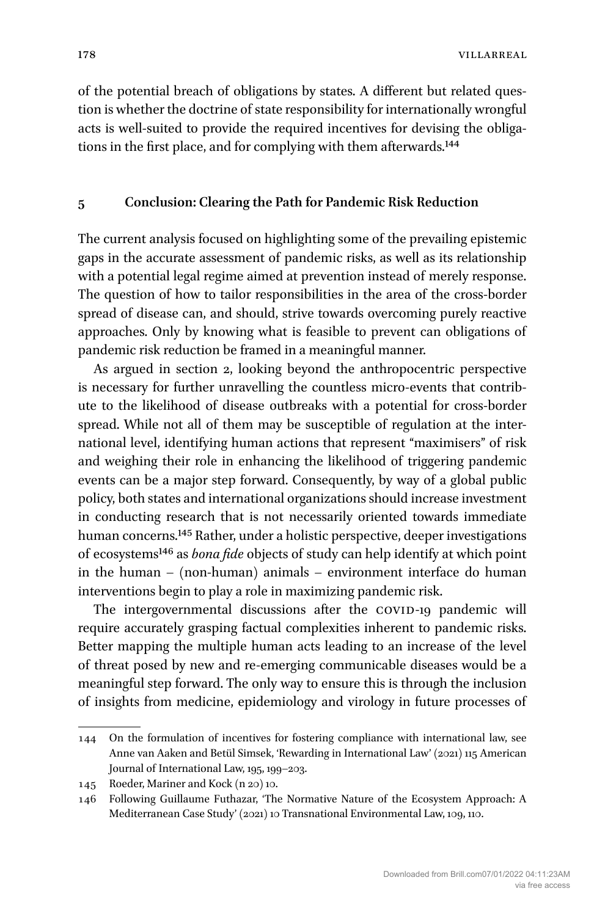of the potential breach of obligations by states. A different but related question is whether the doctrine of state responsibility for internationally wrongful acts is well-suited to provide the required incentives for devising the obligations in the first place, and for complying with them afterwards.[144]

## 5 Conclusion: Clearing the Path for Pandemic Risk Reduction

The current analysis focused on highlighting some of the prevailing epistemic gaps in the accurate assessment of pandemic risks, as well as its relationship with a potential legal regime aimed at prevention instead of merely response. The question of how to tailor responsibilities in the area of the cross-border spread of disease can, and should, strive towards overcoming purely reactive approaches. Only by knowing what is feasible to prevent can obligations of pandemic risk reduction be framed in a meaningful manner.

As argued in section 2, looking beyond the anthropocentric perspective is necessary for further unravelling the countless micro-events that contribute to the likelihood of disease outbreaks with a potential for cross-border spread. While not all of them may be susceptible of regulation at the international level, identifying human actions that represent "maximisers" of risk and weighing their role in enhancing the likelihood of triggering pandemic events can be a major step forward. Consequently, by way of a global public policy, both states and international organizations should increase investment in conducting research that is not necessarily oriented towards immediate human concerns.[145] Rather, under a holistic perspective, deeper investigations of ecosystems[146] as *bona fide* objects of study can help identify at which point in the human – (non-human) animals – environment interface do human interventions begin to play a role in maximizing pandemic risk.

The intergovernmental discussions after the COVID-19 pandemic will require accurately grasping factual complexities inherent to pandemic risks. Better mapping the multiple human acts leading to an increase of the level of threat posed by new and re-emerging communicable diseases would be a meaningful step forward. The only way to ensure this is through the inclusion of insights from medicine, epidemiology and virology in future processes of

---

144 On the formulation of incentives for fostering compliance with international law, see Anne van Aaken and Betül Simsek, 'Rewarding in International Law' (2021) 115 American Journal of International Law, 195, 199–203.

145 Roeder, Mariner and Kock (n 20) 10.

146 Following Guillaume Futhazar, 'The Normative Nature of the Ecosystem Approach: A Mediterranean Case Study' (2021) 10 Transnational Environmental Law, 109, 110.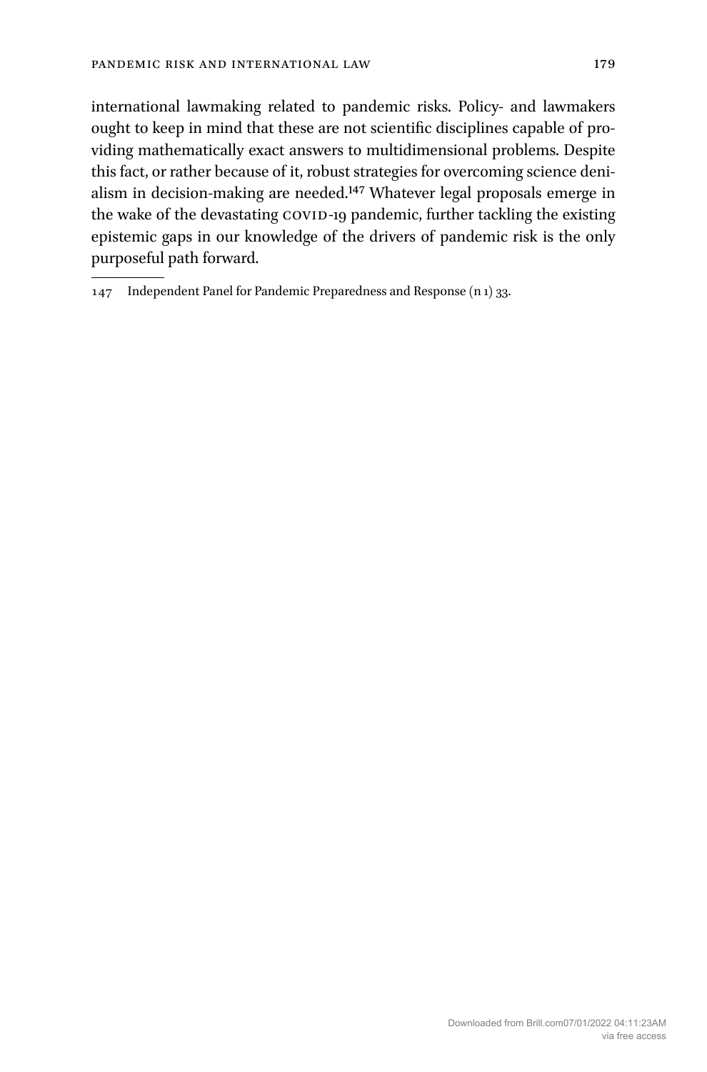international lawmaking related to pandemic risks. Policy- and lawmakers ought to keep in mind that these are not scientific disciplines capable of providing mathematically exact answers to multidimensional problems. Despite this fact, or rather because of it, robust strategies for overcoming science denialism in decision-making are needed.[147] Whatever legal proposals emerge in the wake of the devastating COVID-19 pandemic, further tackling the existing epistemic gaps in our knowledge of the drivers of pandemic risk is the only purposeful path forward.

147 Independent Panel for Pandemic Preparedness and Response (n 1) 33.